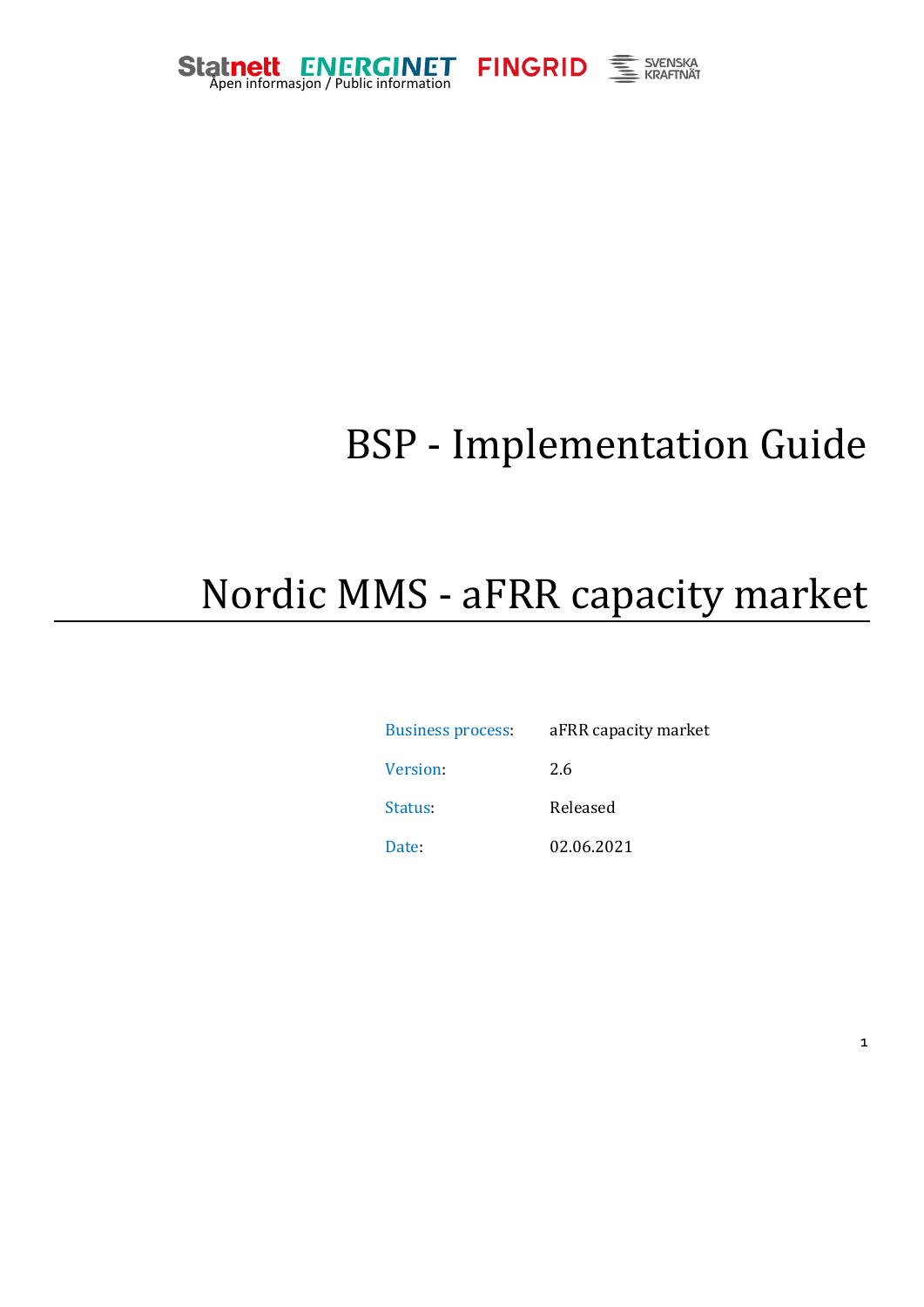Åpen informasjon / Public information

# BSP - Implementation Guide

# Nordic MMS - aFRR capacity market

| | |
|---|---|
| Business process: | aFRR capacity market |
| Version: | 2.6 |
| Status: | Released |
| Date: | 02.06.2021 |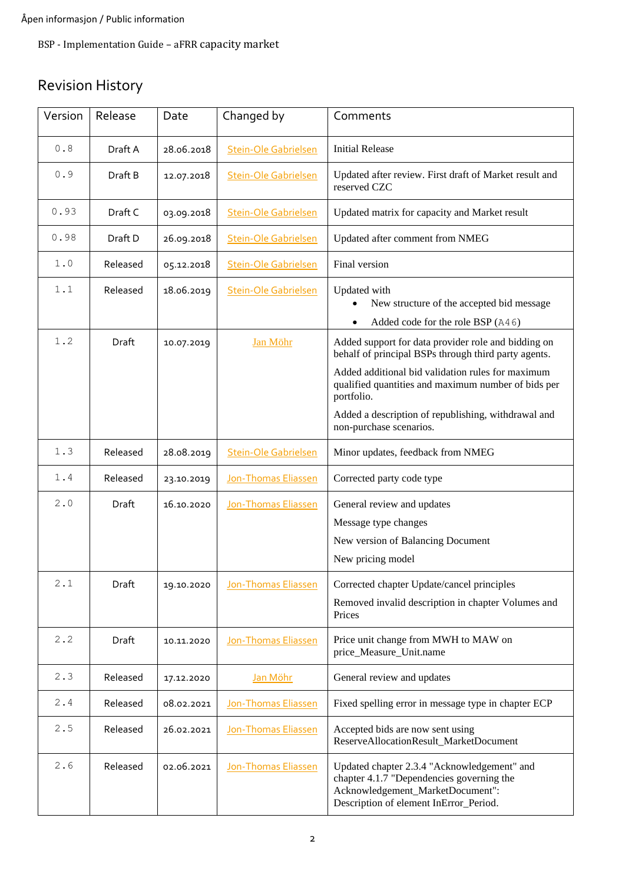Åpen informasjon / Public information

BSP - Implementation Guide – aFRR capacity market

## Revision History

| Version | Release | Date | Changed by | Comments |
|---|---|---|---|---|
| 0.8 | Draft A | 28.06.2018 | Stein-Ole Gabrielsen | Initial Release |
| 0.9 | Draft B | 12.07.2018 | Stein-Ole Gabrielsen | Updated after review. First draft of Market result and reserved CZC |
| 0.93 | Draft C | 03.09.2018 | Stein-Ole Gabrielsen | Updated matrix for capacity and Market result |
| 0.98 | Draft D | 26.09.2018 | Stein-Ole Gabrielsen | Updated after comment from NMEG |
| 1.0 | Released | 05.12.2018 | Stein-Ole Gabrielsen | Final version |
| 1.1 | Released | 18.06.2019 | Stein-Ole Gabrielsen | Updated with<br>• New structure of the accepted bid message<br>• Added code for the role BSP (A46) |
| 1.2 | Draft | 10.07.2019 | Jan Möhr | Added support for data provider role and bidding on behalf of principal BSPs through third party agents.<br>Added additional bid validation rules for maximum qualified quantities and maximum number of bids per portfolio.<br>Added a description of republishing, withdrawal and non-purchase scenarios. |
| 1.3 | Released | 28.08.2019 | Stein-Ole Gabrielsen | Minor updates, feedback from NMEG |
| 1.4 | Released | 23.10.2019 | Jon-Thomas Eliassen | Corrected party code type |
| 2.0 | Draft | 16.10.2020 | Jon-Thomas Eliassen | General review and updates<br>Message type changes<br>New version of Balancing Document<br>New pricing model |
| 2.1 | Draft | 19.10.2020 | Jon-Thomas Eliassen | Corrected chapter Update/cancel principles<br>Removed invalid description in chapter Volumes and Prices |
| 2.2 | Draft | 10.11.2020 | Jon-Thomas Eliassen | Price unit change from MWH to MAW on price_Measure_Unit.name |
| 2.3 | Released | 17.12.2020 | Jan Möhr | General review and updates |
| 2.4 | Released | 08.02.2021 | Jon-Thomas Eliassen | Fixed spelling error in message type in chapter ECP |
| 2.5 | Released | 26.02.2021 | Jon-Thomas Eliassen | Accepted bids are now sent using ReserveAllocationResult_MarketDocument |
| 2.6 | Released | 02.06.2021 | Jon-Thomas Eliassen | Updated chapter 2.3.4 "Acknowledgement" and chapter 4.1.7 "Dependencies governing the Acknowledgement_MarketDocument": Description of element InError_Period. |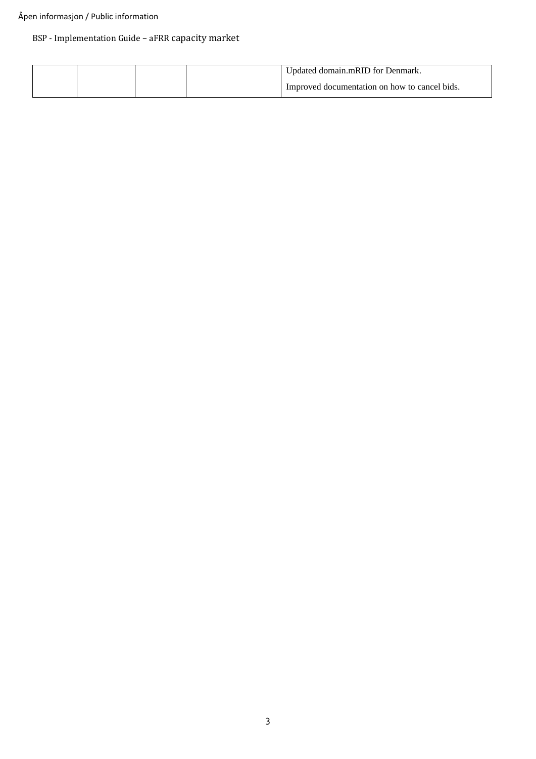|  |  |  |  | Updated domain.mRID for Denmark.<br>Improved documentation on how to cancel bids. |
|---|---|---|---|---|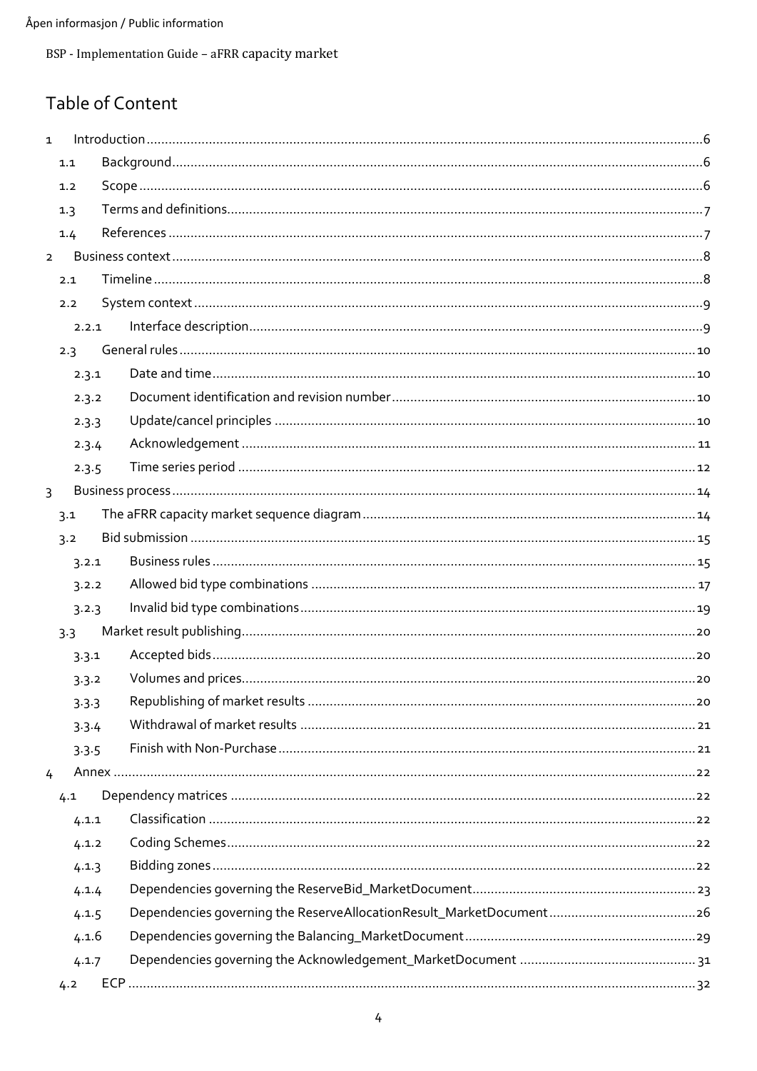## Table of Content

1 Introduction ..... 6
  1.1 Background ..... 6
  1.2 Scope ..... 6
  1.3 Terms and definitions ..... 7
  1.4 References ..... 7
2 Business context ..... 8
  2.1 Timeline ..... 8
  2.2 System context ..... 9
    2.2.1 Interface description ..... 9
  2.3 General rules ..... 10
    2.3.1 Date and time ..... 10
    2.3.2 Document identification and revision number ..... 10
    2.3.3 Update/cancel principles ..... 10
    2.3.4 Acknowledgement ..... 11
    2.3.5 Time series period ..... 12
3 Business process ..... 14
  3.1 The aFRR capacity market sequence diagram ..... 14
  3.2 Bid submission ..... 15
    3.2.1 Business rules ..... 15
    3.2.2 Allowed bid type combinations ..... 17
    3.2.3 Invalid bid type combinations ..... 19
  3.3 Market result publishing ..... 20
    3.3.1 Accepted bids ..... 20
    3.3.2 Volumes and prices ..... 20
    3.3.3 Republishing of market results ..... 20
    3.3.4 Withdrawal of market results ..... 21
    3.3.5 Finish with Non-Purchase ..... 21
4 Annex ..... 22
  4.1 Dependency matrices ..... 22
    4.1.1 Classification ..... 22
    4.1.2 Coding Schemes ..... 22
    4.1.3 Bidding zones ..... 22
    4.1.4 Dependencies governing the ReserveBid_MarketDocument ..... 23
    4.1.5 Dependencies governing the ReserveAllocationResult_MarketDocument ..... 26
    4.1.6 Dependencies governing the Balancing_MarketDocument ..... 29
    4.1.7 Dependencies governing the Acknowledgement_MarketDocument ..... 31
  4.2 ECP ..... 32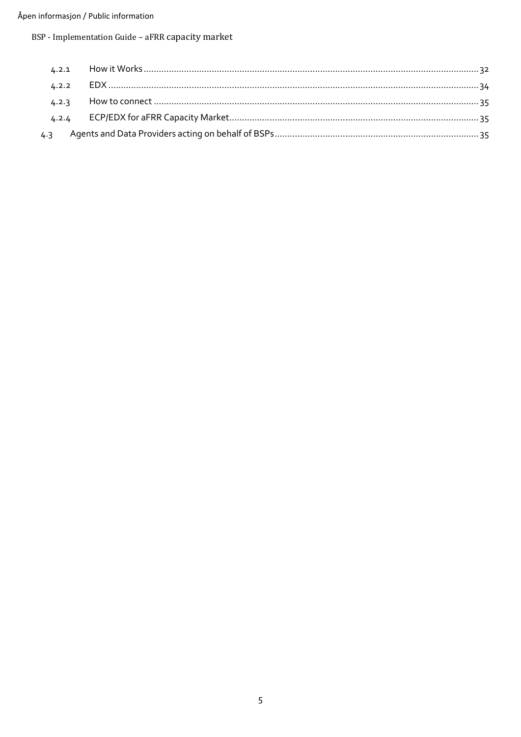| | | |
|---|---|---|
| 4.2.1 | How it Works | 32 |
| 4.2.2 | EDX | 34 |
| 4.2.3 | How to connect | 35 |
| 4.2.4 | ECP/EDX for aFRR Capacity Market | 35 |
| 4.3 | Agents and Data Providers acting on behalf of BSPs | 35 |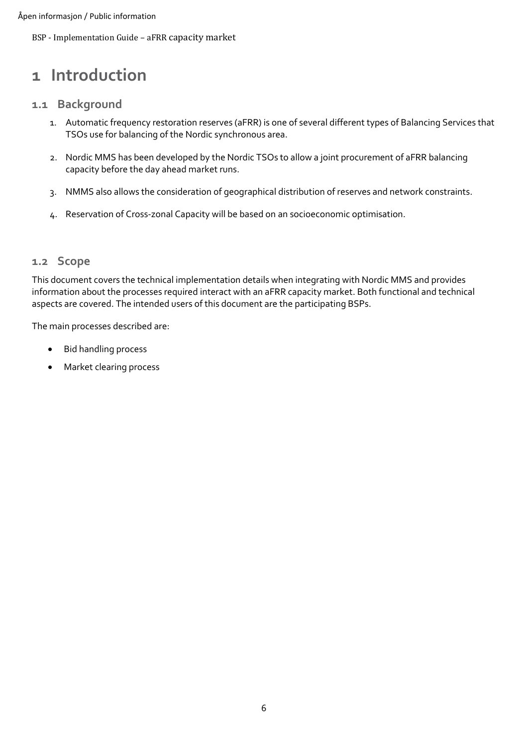# 1 Introduction

## 1.1 Background

1. Automatic frequency restoration reserves (aFRR) is one of several different types of Balancing Services that TSOs use for balancing of the Nordic synchronous area.
2. Nordic MMS has been developed by the Nordic TSOs to allow a joint procurement of aFRR balancing capacity before the day ahead market runs.
3. NMMS also allows the consideration of geographical distribution of reserves and network constraints.
4. Reservation of Cross-zonal Capacity will be based on an socioeconomic optimisation.

## 1.2 Scope

This document covers the technical implementation details when integrating with Nordic MMS and provides information about the processes required interact with an aFRR capacity market. Both functional and technical aspects are covered. The intended users of this document are the participating BSPs.

The main processes described are:

- Bid handling process
- Market clearing process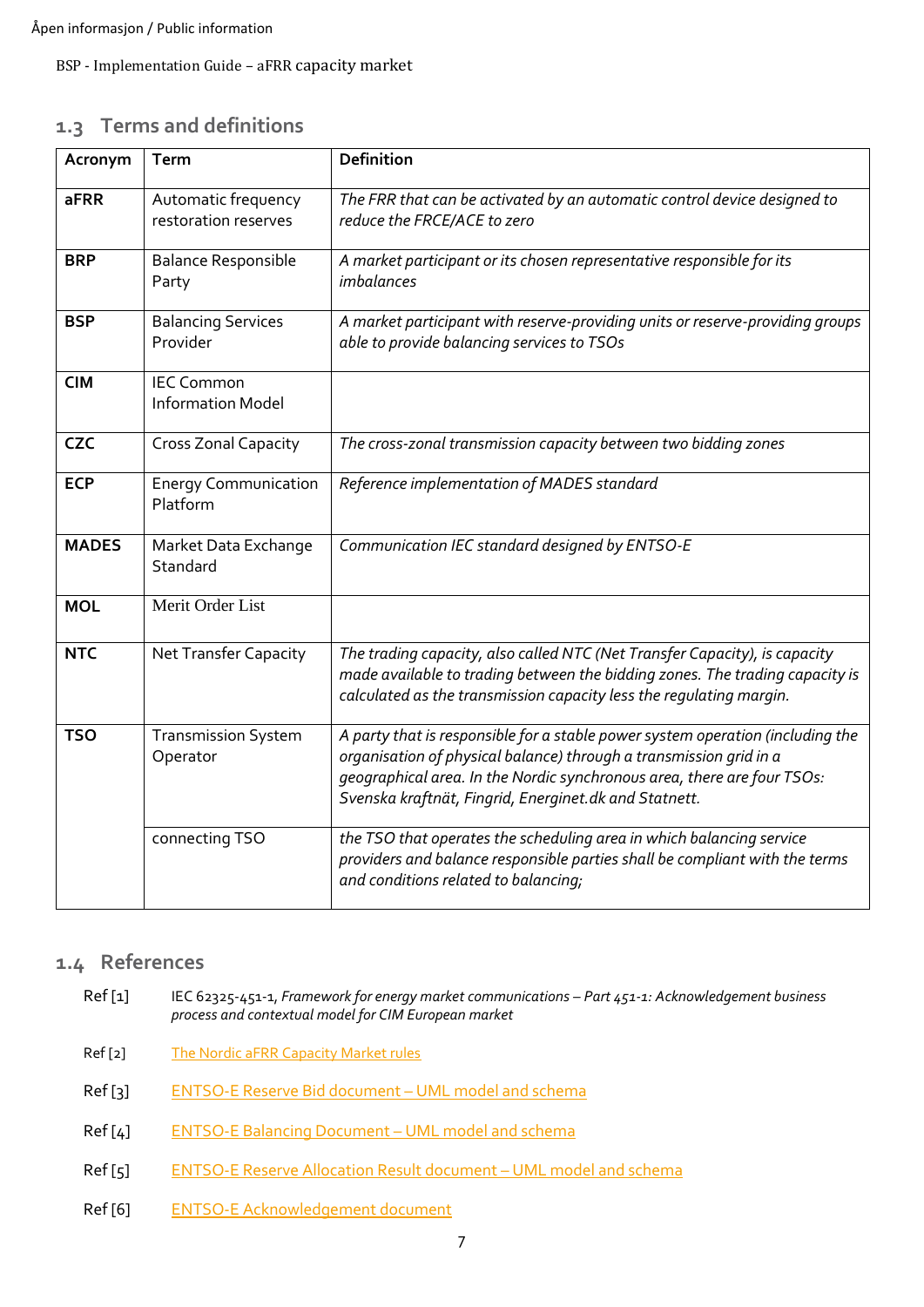## 1.3 Terms and definitions

| Acronym | Term | Definition |
|---|---|---|
| **aFRR** | Automatic frequency restoration reserves | *The FRR that can be activated by an automatic control device designed to reduce the FRCE/ACE to zero* |
| **BRP** | Balance Responsible Party | *A market participant or its chosen representative responsible for its imbalances* |
| **BSP** | Balancing Services Provider | *A market participant with reserve-providing units or reserve-providing groups able to provide balancing services to TSOs* |
| **CIM** | IEC Common Information Model | |
| **CZC** | Cross Zonal Capacity | *The cross-zonal transmission capacity between two bidding zones* |
| **ECP** | Energy Communication Platform | *Reference implementation of MADES standard* |
| **MADES** | Market Data Exchange Standard | *Communication IEC standard designed by ENTSO-E* |
| **MOL** | Merit Order List | |
| **NTC** | Net Transfer Capacity | *The trading capacity, also called NTC (Net Transfer Capacity), is capacity made available to trading between the bidding zones. The trading capacity is calculated as the transmission capacity less the regulating margin.* |
| **TSO** | Transmission System Operator | *A party that is responsible for a stable power system operation (including the organisation of physical balance) through a transmission grid in a geographical area. In the Nordic synchronous area, there are four TSOs: Svenska kraftnät, Fingrid, Energinet.dk and Statnett.* |
| | connecting TSO | *the TSO that operates the scheduling area in which balancing service providers and balance responsible parties shall be compliant with the terms and conditions related to balancing;* |

## 1.4 References

Ref [1] IEC 62325-451-1, *Framework for energy market communications – Part 451-1: Acknowledgement business process and contextual model for CIM European market*

Ref [2] The Nordic aFRR Capacity Market rules

Ref [3] ENTSO-E Reserve Bid document – UML model and schema

Ref [4] ENTSO-E Balancing Document – UML model and schema

Ref [5] ENTSO-E Reserve Allocation Result document – UML model and schema

Ref [6] ENTSO-E Acknowledgement document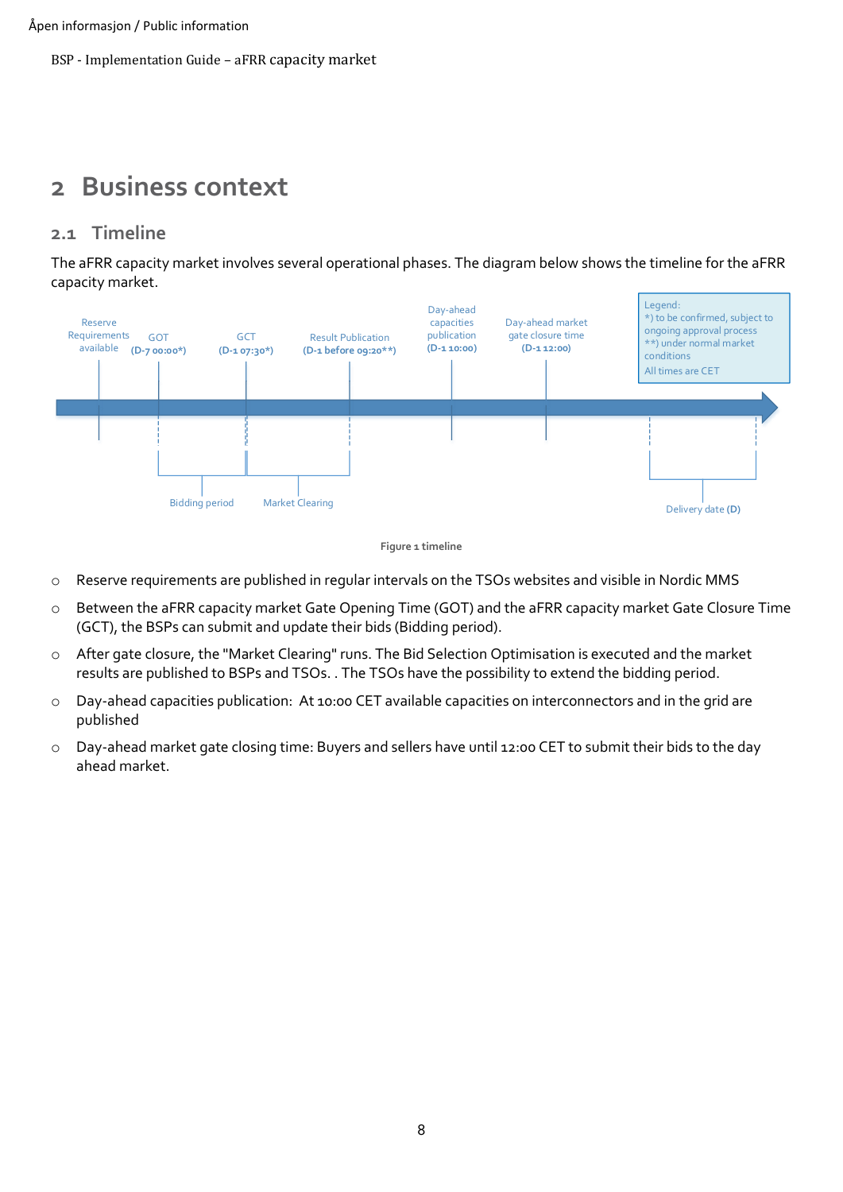# 2 Business context

## 2.1 Timeline

The aFRR capacity market involves several operational phases. The diagram below shows the timeline for the aFRR capacity market.

Reserve Requirements available

GOT (D-7 00:00*)

GCT (D-1 07:30*)

Result Publication (D-1 before 09:20**)

Day-ahead capacities publication (D-1 10:00)

Day-ahead market gate closure time (D-1 12:00)

Legend:
*) to be confirmed, subject to ongoing approval process
**) under normal market conditions
All times are CET

Bidding period

Market Clearing

Delivery date (D)

**Figure 1 timeline**

- Reserve requirements are published in regular intervals on the TSOs websites and visible in Nordic MMS
- Between the aFRR capacity market Gate Opening Time (GOT) and the aFRR capacity market Gate Closure Time (GCT), the BSPs can submit and update their bids (Bidding period).
- After gate closure, the "Market Clearing" runs. The Bid Selection Optimisation is executed and the market results are published to BSPs and TSOs. . The TSOs have the possibility to extend the bidding period.
- Day-ahead capacities publication: At 10:00 CET available capacities on interconnectors and in the grid are published
- Day-ahead market gate closing time: Buyers and sellers have until 12:00 CET to submit their bids to the day ahead market.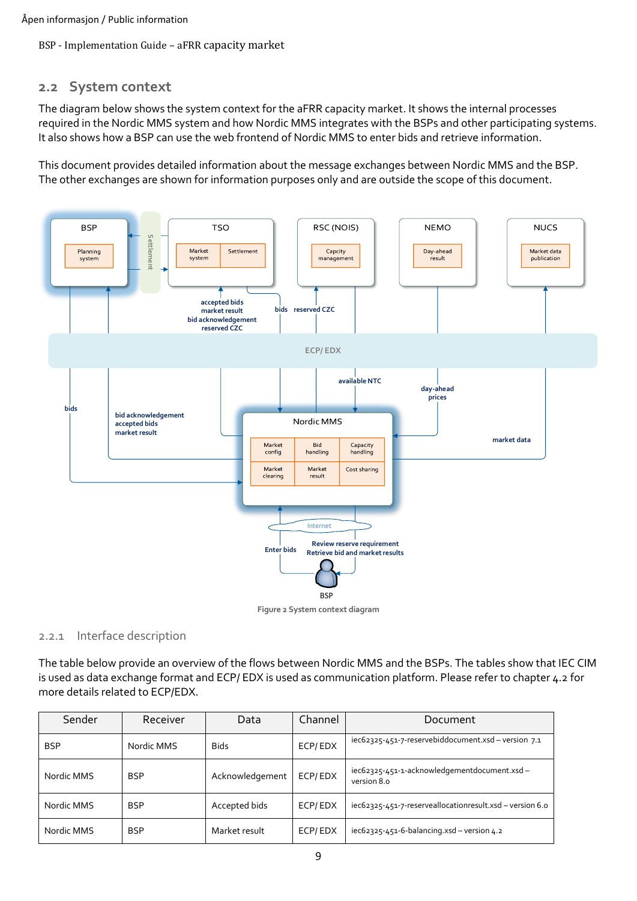## 2.2 System context

The diagram below shows the system context for the aFRR capacity market. It shows the internal processes required in the Nordic MMS system and how Nordic MMS integrates with the BSPs and other participating systems. It also shows how a BSP can use the web frontend of Nordic MMS to enter bids and retrieve information.

This document provides detailed information about the message exchanges between Nordic MMS and the BSP. The other exchanges are shown for information purposes only and are outside the scope of this document.

Figure 2 System context diagram

### 2.2.1 Interface description

The table below provide an overview of the flows between Nordic MMS and the BSPs. The tables show that IEC CIM is used as data exchange format and ECP/ EDX is used as communication platform. Please refer to chapter 4.2 for more details related to ECP/EDX.

| Sender | Receiver | Data | Channel | Document |
|---|---|---|---|---|
| BSP | Nordic MMS | Bids | ECP/ EDX | iec62325-451-7-reservebiddocument.xsd – version 7.1 |
| Nordic MMS | BSP | Acknowledgement | ECP/ EDX | iec62325-451-1-acknowledgementdocument.xsd – version 8.0 |
| Nordic MMS | BSP | Accepted bids | ECP/ EDX | iec62325-451-7-reserveallocationresult.xsd – version 6.0 |
| Nordic MMS | BSP | Market result | ECP/ EDX | iec62325-451-6-balancing.xsd – version 4.2 |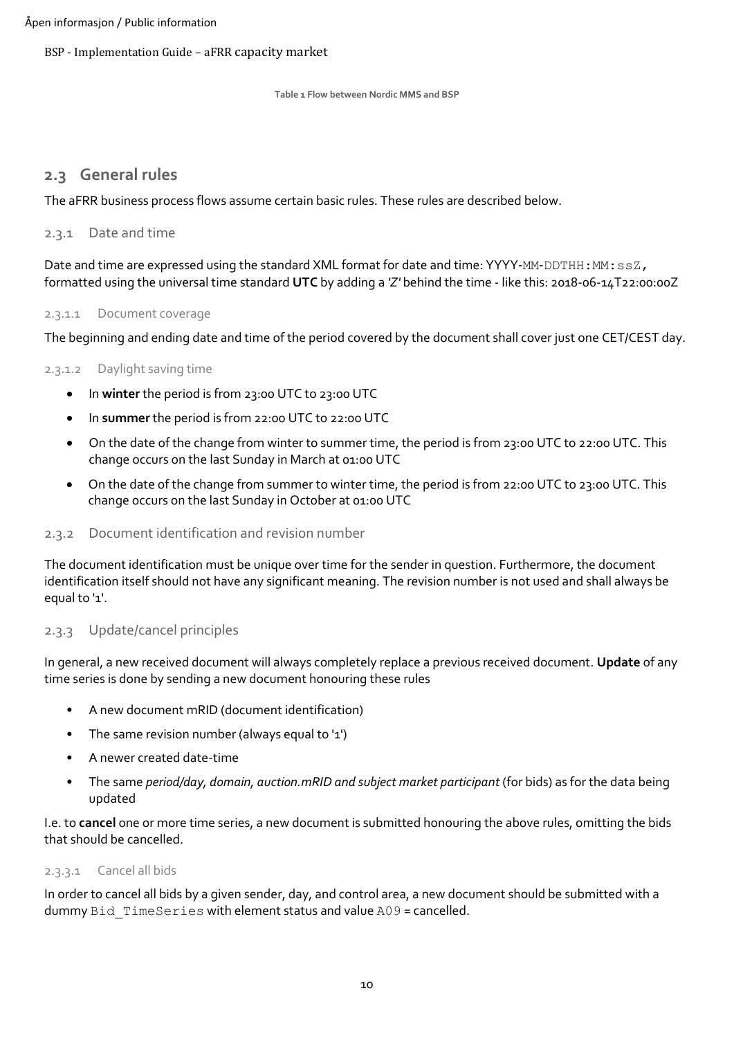**Table 1 Flow between Nordic MMS and BSP**

## 2.3 General rules

The aFRR business process flows assume certain basic rules. These rules are described below.

### 2.3.1 Date and time

Date and time are expressed using the standard XML format for date and time: YYYY-MM-DDTHH:MM:ssZ, formatted using the universal time standard **UTC** by adding a 'Z' behind the time - like this: 2018-06-14T22:00:00Z

#### 2.3.1.1 Document coverage

The beginning and ending date and time of the period covered by the document shall cover just one CET/CEST day.

#### 2.3.1.2 Daylight saving time

- In **winter** the period is from 23:00 UTC to 23:00 UTC
- In **summer** the period is from 22:00 UTC to 22:00 UTC
- On the date of the change from winter to summer time, the period is from 23:00 UTC to 22:00 UTC. This change occurs on the last Sunday in March at 01:00 UTC
- On the date of the change from summer to winter time, the period is from 22:00 UTC to 23:00 UTC. This change occurs on the last Sunday in October at 01:00 UTC

### 2.3.2 Document identification and revision number

The document identification must be unique over time for the sender in question. Furthermore, the document identification itself should not have any significant meaning. The revision number is not used and shall always be equal to '1'.

### 2.3.3 Update/cancel principles

In general, a new received document will always completely replace a previous received document. **Update** of any time series is done by sending a new document honouring these rules

- A new document mRID (document identification)
- The same revision number (always equal to '1')
- A newer created date-time
- The same *period/day, domain, auction.mRID and subject market participant* (for bids) as for the data being updated

I.e. to **cancel** one or more time series, a new document is submitted honouring the above rules, omitting the bids that should be cancelled.

#### 2.3.3.1 Cancel all bids

In order to cancel all bids by a given sender, day, and control area, a new document should be submitted with a dummy Bid_TimeSeries with element status and value A09 = cancelled.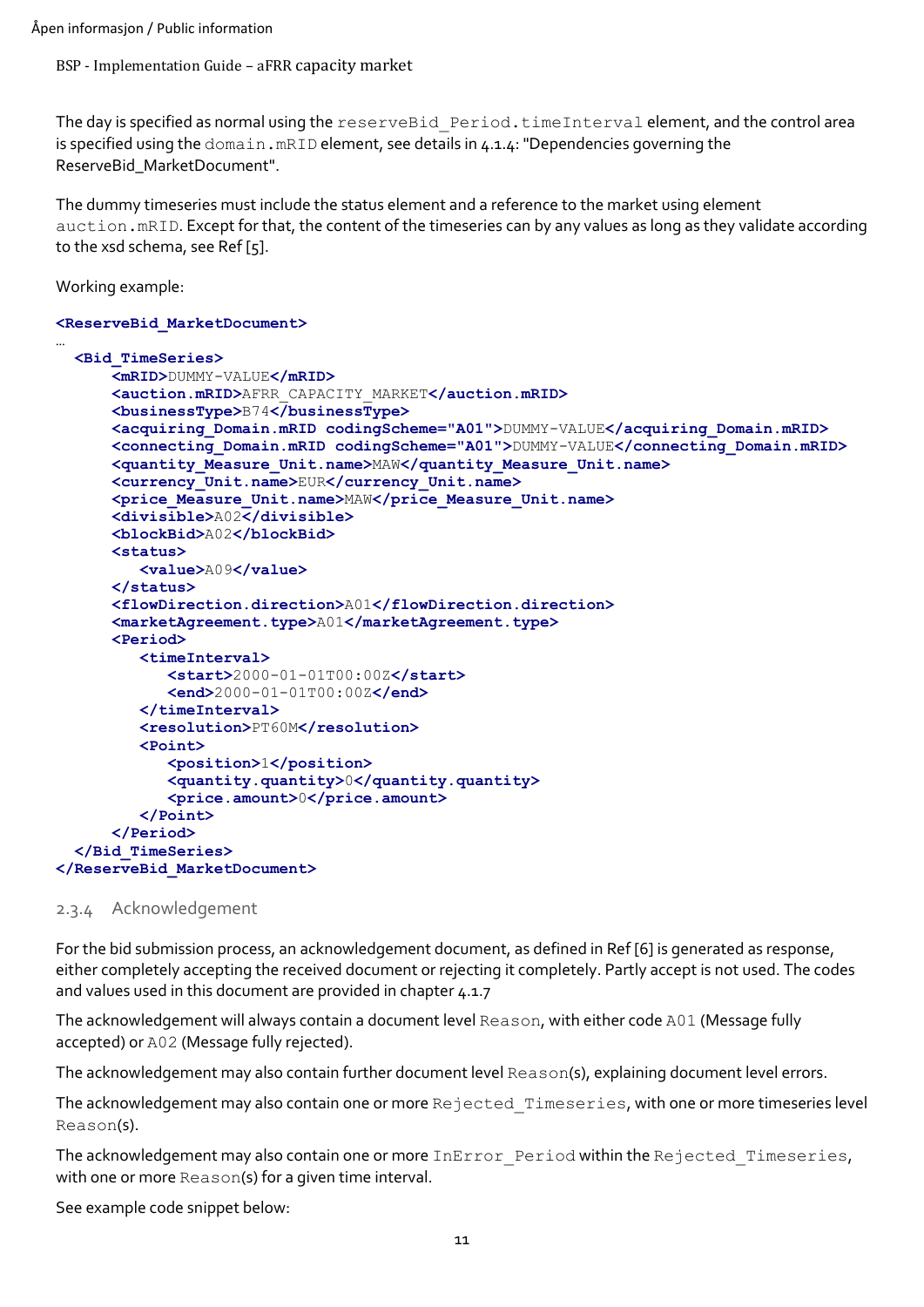The day is specified as normal using the `reserveBid_Period.timeInterval` element, and the control area is specified using the `domain.mRID` element, see details in 4.1.4: "Dependencies governing the ReserveBid_MarketDocument".

The dummy timeseries must include the status element and a reference to the market using element `auction.mRID`. Except for that, the content of the timeseries can by any values as long as they validate according to the xsd schema, see Ref [5].

Working example:

```
<ReserveBid_MarketDocument>
…
  <Bid_TimeSeries>
      <mRID>DUMMY-VALUE</mRID>
      <auction.mRID>AFRR_CAPACITY_MARKET</auction.mRID>
      <businessType>B74</businessType>
      <acquiring_Domain.mRID codingScheme="A01">DUMMY-VALUE</acquiring_Domain.mRID>
      <connecting_Domain.mRID codingScheme="A01">DUMMY-VALUE</connecting_Domain.mRID>
      <quantity_Measure_Unit.name>MAW</quantity_Measure_Unit.name>
      <currency_Unit.name>EUR</currency_Unit.name>
      <price_Measure_Unit.name>MAW</price_Measure_Unit.name>
      <divisible>A02</divisible>
      <blockBid>A02</blockBid>
      <status>
         <value>A09</value>
      </status>
      <flowDirection.direction>A01</flowDirection.direction>
      <marketAgreement.type>A01</marketAgreement.type>
      <Period>
         <timeInterval>
            <start>2000-01-01T00:00Z</start>
            <end>2000-01-01T00:00Z</end>
         </timeInterval>
         <resolution>PT60M</resolution>
         <Point>
            <position>1</position>
            <quantity.quantity>0</quantity.quantity>
            <price.amount>0</price.amount>
         </Point>
      </Period>
  </Bid_TimeSeries>
</ReserveBid_MarketDocument>
```

### 2.3.4 Acknowledgement

For the bid submission process, an acknowledgement document, as defined in Ref [6] is generated as response, either completely accepting the received document or rejecting it completely. Partly accept is not used. The codes and values used in this document are provided in chapter 4.1.7

The acknowledgement will always contain a document level `Reason`, with either code `A01` (Message fully accepted) or `A02` (Message fully rejected).

The acknowledgement may also contain further document level `Reason`(s), explaining document level errors.

The acknowledgement may also contain one or more `Rejected_Timeseries`, with one or more timeseries level `Reason`(s).

The acknowledgement may also contain one or more `InError_Period` within the `Rejected_Timeseries`, with one or more `Reason`(s) for a given time interval.

See example code snippet below: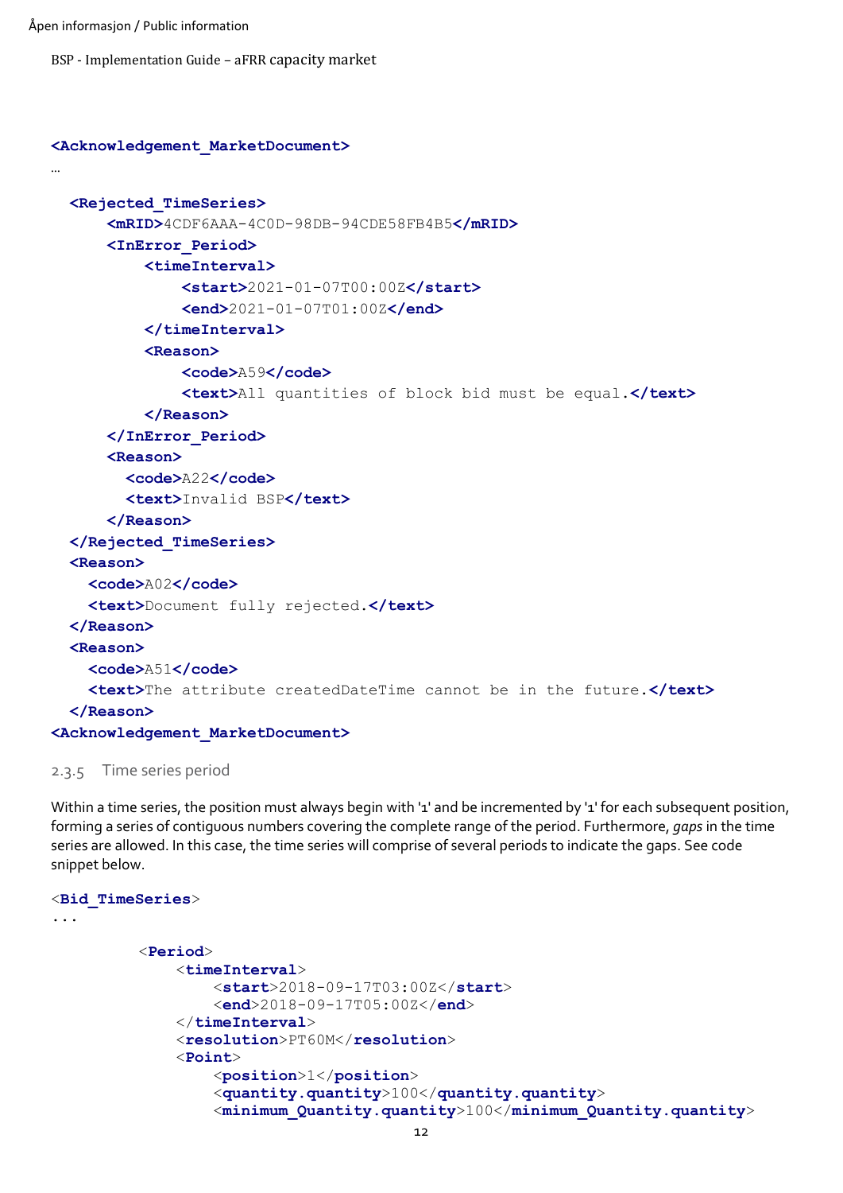```xml
<Acknowledgement_MarketDocument>
…
  <Rejected_TimeSeries>
      <mRID>4CDF6AAA-4C0D-98DB-94CDE58FB4B5</mRID>
      <InError_Period>
          <timeInterval>
              <start>2021-01-07T00:00Z</start>
              <end>2021-01-07T01:00Z</end>
          </timeInterval>
          <Reason>
              <code>A59</code>
              <text>All quantities of block bid must be equal.</text>
          </Reason>
      </InError_Period>
      <Reason>
        <code>A22</code>
        <text>Invalid BSP</text>
      </Reason>
  </Rejected_TimeSeries>
  <Reason>
    <code>A02</code>
    <text>Document fully rejected.</text>
  </Reason>
  <Reason>
    <code>A51</code>
    <text>The attribute createdDateTime cannot be in the future.</text>
  </Reason>
<Acknowledgement_MarketDocument>
```

### 2.3.5 Time series period

Within a time series, the position must always begin with '1' and be incremented by '1' for each subsequent position, forming a series of contiguous numbers covering the complete range of the period. Furthermore, *gaps* in the time series are allowed. In this case, the time series will comprise of several periods to indicate the gaps. See code snippet below.

```xml
<Bid_TimeSeries>
...
          <Period>
              <timeInterval>
                  <start>2018-09-17T03:00Z</start>
                  <end>2018-09-17T05:00Z</end>
              </timeInterval>
              <resolution>PT60M</resolution>
              <Point>
                  <position>1</position>
                  <quantity.quantity>100</quantity.quantity>
                  <minimum_Quantity.quantity>100</minimum_Quantity.quantity>
```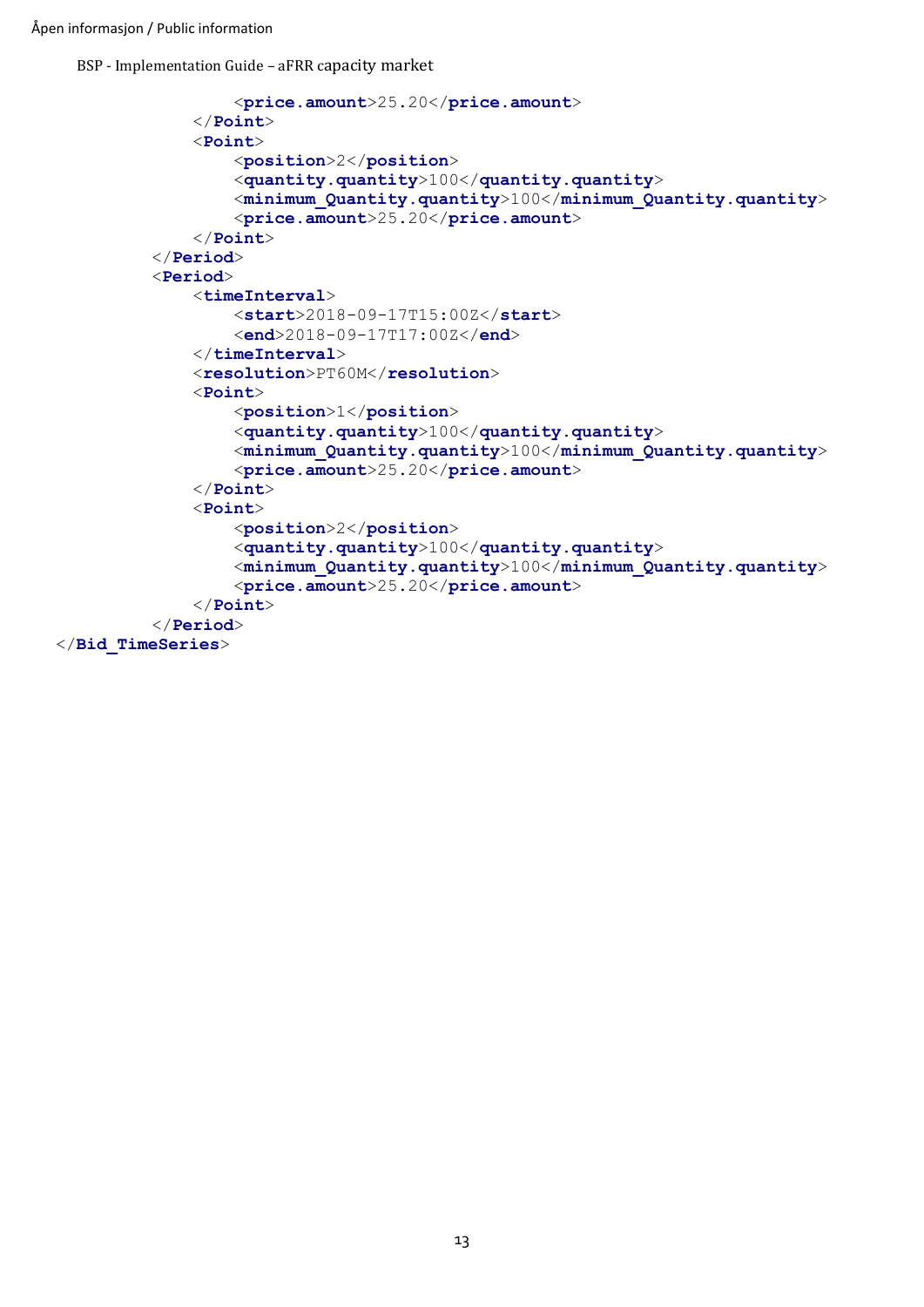```
                <price.amount>25.20</price.amount>
            </Point>
            <Point>
                <position>2</position>
                <quantity.quantity>100</quantity.quantity>
                <minimum_Quantity.quantity>100</minimum_Quantity.quantity>
                <price.amount>25.20</price.amount>
            </Point>
        </Period>
        <Period>
            <timeInterval>
                <start>2018-09-17T15:00Z</start>
                <end>2018-09-17T17:00Z</end>
            </timeInterval>
            <resolution>PT60M</resolution>
            <Point>
                <position>1</position>
                <quantity.quantity>100</quantity.quantity>
                <minimum_Quantity.quantity>100</minimum_Quantity.quantity>
                <price.amount>25.20</price.amount>
            </Point>
            <Point>
                <position>2</position>
                <quantity.quantity>100</quantity.quantity>
                <minimum_Quantity.quantity>100</minimum_Quantity.quantity>
                <price.amount>25.20</price.amount>
            </Point>
        </Period>
</Bid_TimeSeries>
```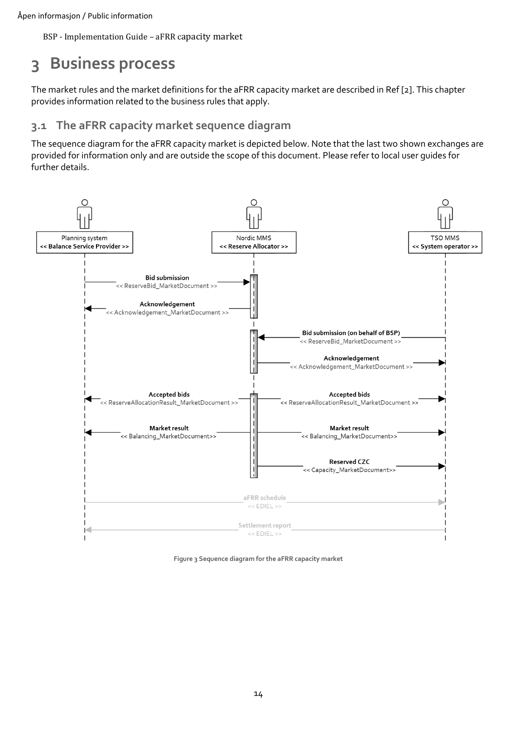# 3 Business process

The market rules and the market definitions for the aFRR capacity market are described in Ref [2]. This chapter provides information related to the business rules that apply.

## 3.1 The aFRR capacity market sequence diagram

The sequence diagram for the aFRR capacity market is depicted below. Note that the last two shown exchanges are provided for information only and are outside the scope of this document. Please refer to local user guides for further details.

Planning system
**<< Balance Service Provider >>**

Nordic MMS
**<< Reserve Allocator >>**

TSO MMS
**<< System operator >>**

**Bid submission**
<< ReserveBid_MarketDocument >>

**Acknowledgement**
<< Acknowledgement_MarketDocument >>

**Bid submission (on behalf of BSP)**
<< ReserveBid_MarketDocument >>

**Acknowledgement**
<< Acknowledgement_MarketDocument >>

**Accepted bids**
<< ReserveAllocationResult_MarketDocument >>

**Accepted bids**
<< ReserveAllocationResult_MarketDocument >>

**Market result**
<< Balancing_MarketDocument>>

**Market result**
<< Balancing_MarketDocument>>

**Reserved CZC**
<< Capacity_MarketDocument>>

aFRR schedule
<< EDIEL >>

Settlement report
<< EDIEL >>

**Figure 3 Sequence diagram for the aFRR capacity market**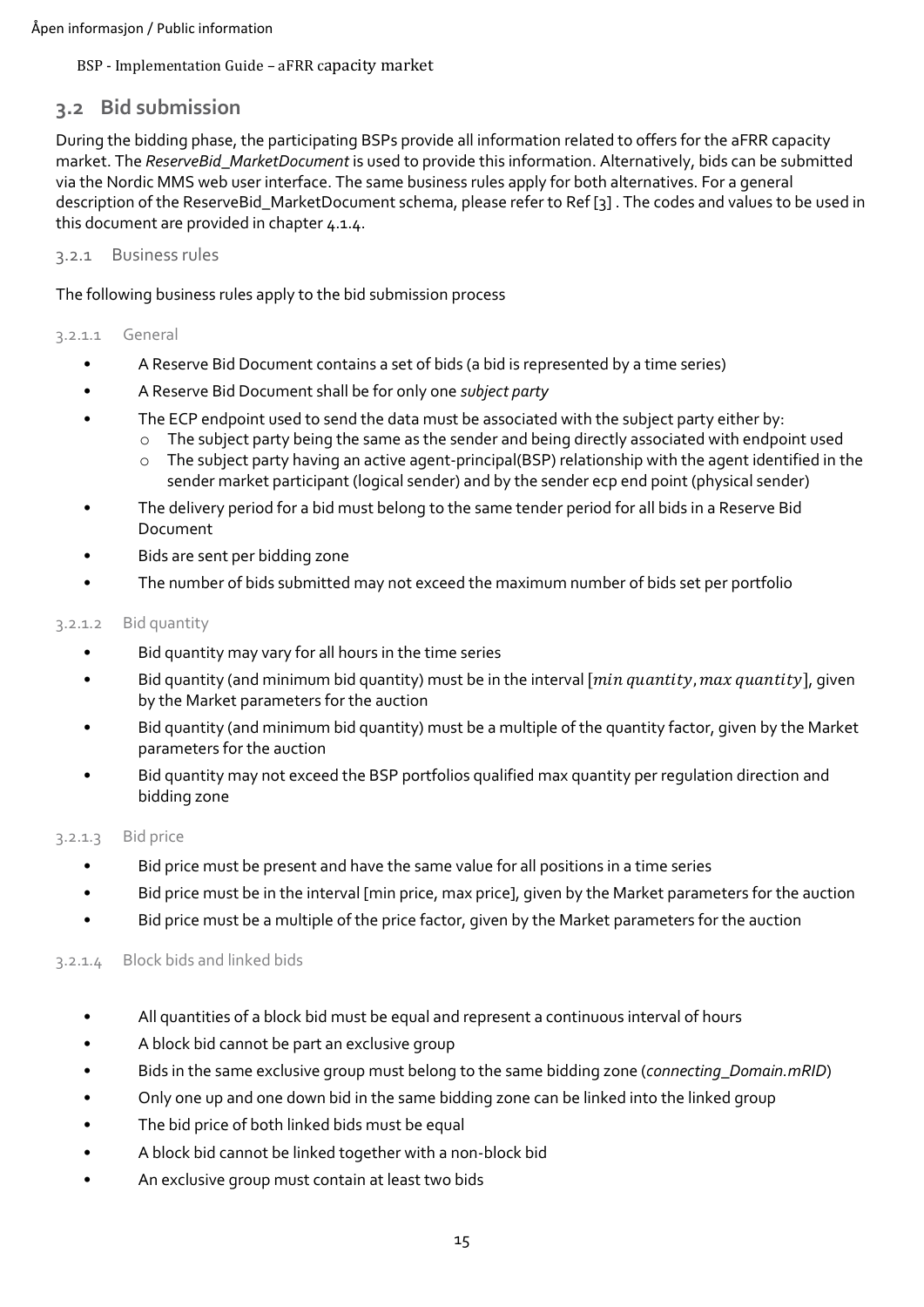## 3.2 Bid submission

During the bidding phase, the participating BSPs provide all information related to offers for the aFRR capacity market. The *ReserveBid_MarketDocument* is used to provide this information. Alternatively, bids can be submitted via the Nordic MMS web user interface. The same business rules apply for both alternatives. For a general description of the ReserveBid_MarketDocument schema, please refer to Ref [3] . The codes and values to be used in this document are provided in chapter 4.1.4.

### 3.2.1 Business rules

The following business rules apply to the bid submission process

#### 3.2.1.1 General

- A Reserve Bid Document contains a set of bids (a bid is represented by a time series)
- A Reserve Bid Document shall be for only one *subject party*
- The ECP endpoint used to send the data must be associated with the subject party either by:
  - The subject party being the same as the sender and being directly associated with endpoint used
  - The subject party having an active agent-principal(BSP) relationship with the agent identified in the sender market participant (logical sender) and by the sender ecp end point (physical sender)
- The delivery period for a bid must belong to the same tender period for all bids in a Reserve Bid Document
- Bids are sent per bidding zone
- The number of bids submitted may not exceed the maximum number of bids set per portfolio

#### 3.2.1.2 Bid quantity

- Bid quantity may vary for all hours in the time series
- Bid quantity (and minimum bid quantity) must be in the interval $[min\ quantity, max\ quantity]$, given by the Market parameters for the auction
- Bid quantity (and minimum bid quantity) must be a multiple of the quantity factor, given by the Market parameters for the auction
- Bid quantity may not exceed the BSP portfolios qualified max quantity per regulation direction and bidding zone

#### 3.2.1.3 Bid price

- Bid price must be present and have the same value for all positions in a time series
- Bid price must be in the interval [min price, max price], given by the Market parameters for the auction
- Bid price must be a multiple of the price factor, given by the Market parameters for the auction

#### 3.2.1.4 Block bids and linked bids

- All quantities of a block bid must be equal and represent a continuous interval of hours
- A block bid cannot be part an exclusive group
- Bids in the same exclusive group must belong to the same bidding zone (*connecting_Domain.mRID*)
- Only one up and one down bid in the same bidding zone can be linked into the linked group
- The bid price of both linked bids must be equal
- A block bid cannot be linked together with a non-block bid
- An exclusive group must contain at least two bids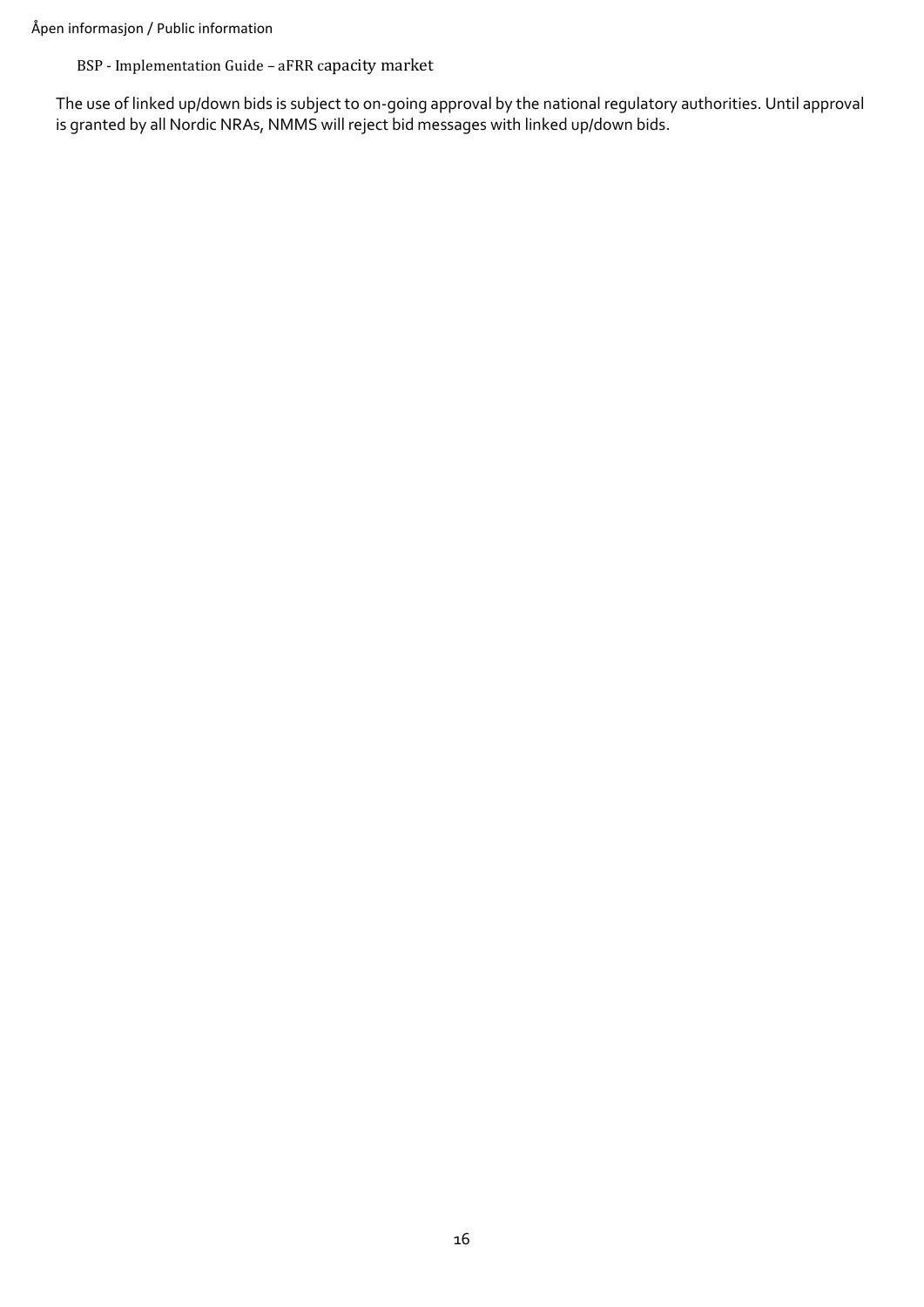The use of linked up/down bids is subject to on-going approval by the national regulatory authorities. Until approval is granted by all Nordic NRAs, NMMS will reject bid messages with linked up/down bids.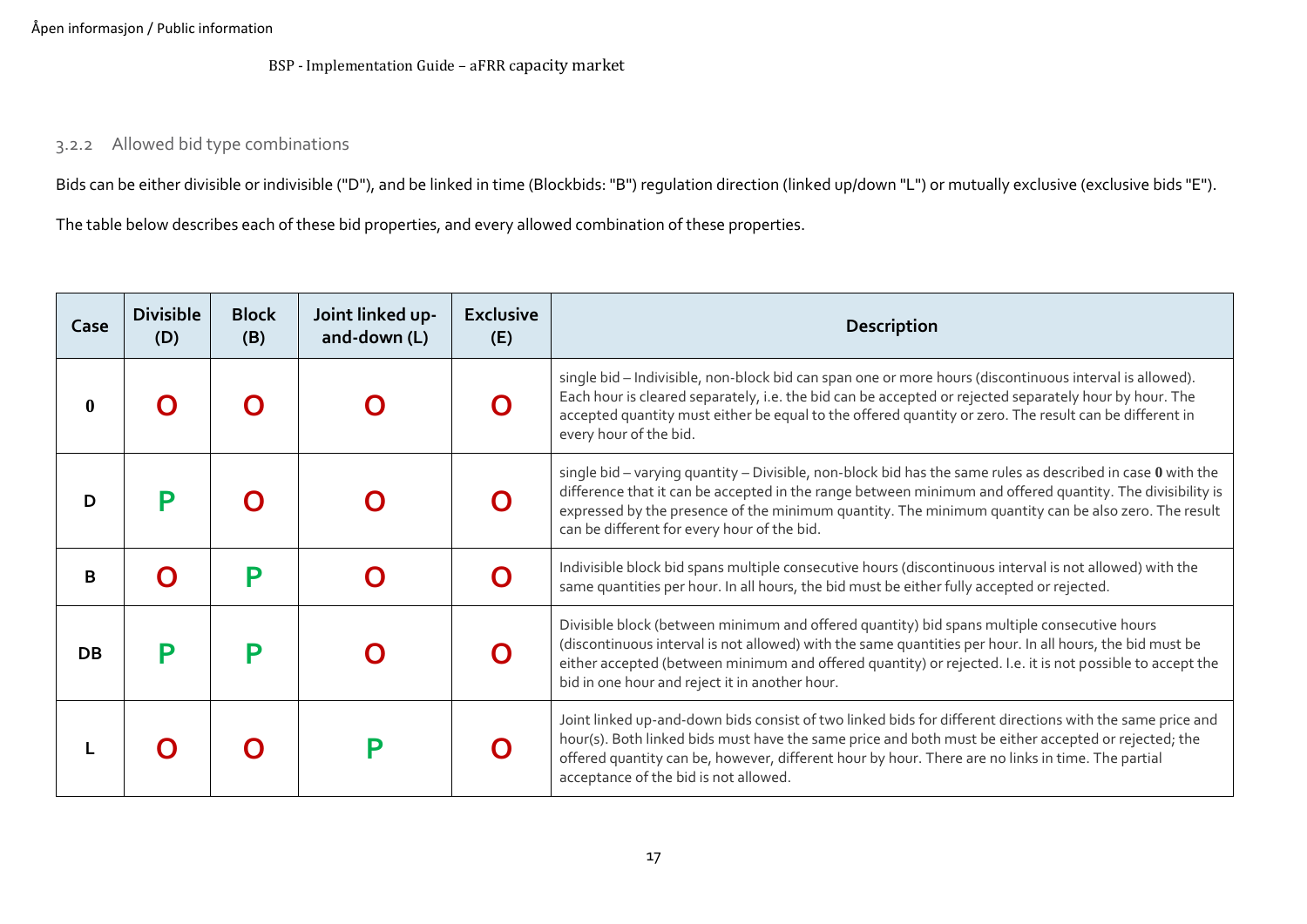### 3.2.2 Allowed bid type combinations

Bids can be either divisible or indivisible ("D"), and be linked in time (Blockbids: "B") regulation direction (linked up/down "L") or mutually exclusive (exclusive bids "E").

The table below describes each of these bid properties, and every allowed combination of these properties.

| Case | Divisible (D) | Block (B) | Joint linked up-and-down (L) | Exclusive (E) | Description |
|---|---|---|---|---|---|
| **0** | O | O | O | O | single bid – Indivisible, non-block bid can span one or more hours (discontinuous interval is allowed). Each hour is cleared separately, i.e. the bid can be accepted or rejected separately hour by hour. The accepted quantity must either be equal to the offered quantity or zero. The result can be different in every hour of the bid. |
| **D** | P | O | O | O | single bid – varying quantity – Divisible, non-block bid has the same rules as described in case **0** with the difference that it can be accepted in the range between minimum and offered quantity. The divisibility is expressed by the presence of the minimum quantity. The minimum quantity can be also zero. The result can be different for every hour of the bid. |
| **B** | O | P | O | O | Indivisible block bid spans multiple consecutive hours (discontinuous interval is not allowed) with the same quantities per hour. In all hours, the bid must be either fully accepted or rejected. |
| **DB** | P | P | O | O | Divisible block (between minimum and offered quantity) bid spans multiple consecutive hours (discontinuous interval is not allowed) with the same quantities per hour. In all hours, the bid must be either accepted (between minimum and offered quantity) or rejected. I.e. it is not possible to accept the bid in one hour and reject it in another hour. |
| **L** | O | O | P | O | Joint linked up-and-down bids consist of two linked bids for different directions with the same price and hour(s). Both linked bids must have the same price and both must be either accepted or rejected; the offered quantity can be, however, different hour by hour. There are no links in time. The partial acceptance of the bid is not allowed. |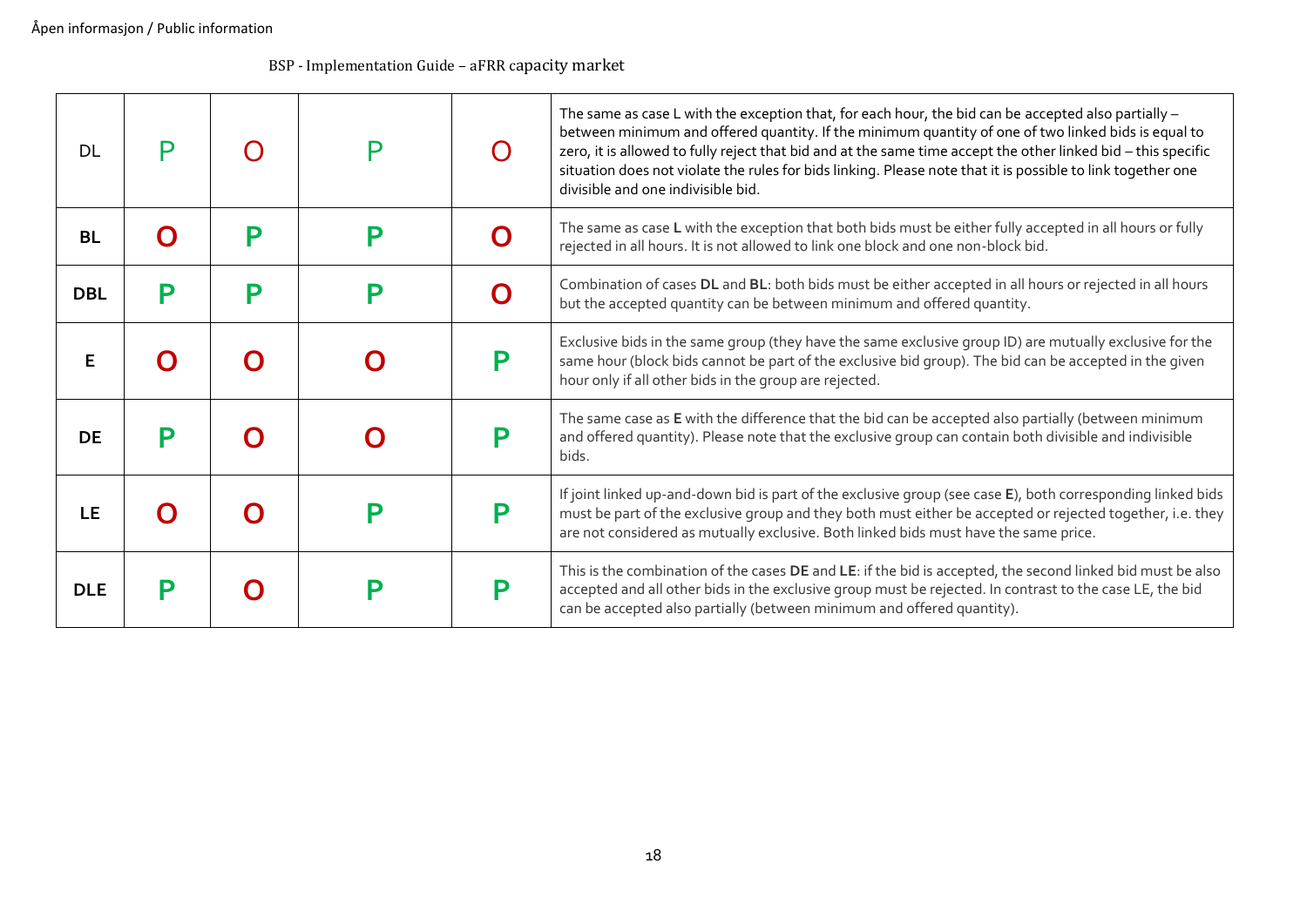| DL | P | O | P | O | The same as case L with the exception that, for each hour, the bid can be accepted also partially – between minimum and offered quantity. If the minimum quantity of one of two linked bids is equal to zero, it is allowed to fully reject that bid and at the same time accept the other linked bid – this specific situation does not violate the rules for bids linking. Please note that it is possible to link together one divisible and one indivisible bid. |
|---|---|---|---|---|---|
| **BL** | **O** | **P** | **P** | **O** | The same as case **L** with the exception that both bids must be either fully accepted in all hours or fully rejected in all hours. It is not allowed to link one block and one non-block bid. |
| **DBL** | **P** | **P** | **P** | **O** | Combination of cases **DL** and **BL**: both bids must be either accepted in all hours or rejected in all hours but the accepted quantity can be between minimum and offered quantity. |
| **E** | **O** | **O** | **O** | **P** | Exclusive bids in the same group (they have the same exclusive group ID) are mutually exclusive for the same hour (block bids cannot be part of the exclusive bid group). The bid can be accepted in the given hour only if all other bids in the group are rejected. |
| **DE** | **P** | **O** | **O** | **P** | The same case as **E** with the difference that the bid can be accepted also partially (between minimum and offered quantity). Please note that the exclusive group can contain both divisible and indivisible bids. |
| **LE** | **O** | **O** | **P** | **P** | If joint linked up-and-down bid is part of the exclusive group (see case **E**), both corresponding linked bids must be part of the exclusive group and they both must either be accepted or rejected together, i.e. they are not considered as mutually exclusive. Both linked bids must have the same price. |
| **DLE** | **P** | **O** | **P** | **P** | This is the combination of the cases **DE** and **LE**: if the bid is accepted, the second linked bid must be also accepted and all other bids in the exclusive group must be rejected. In contrast to the case LE, the bid can be accepted also partially (between minimum and offered quantity). |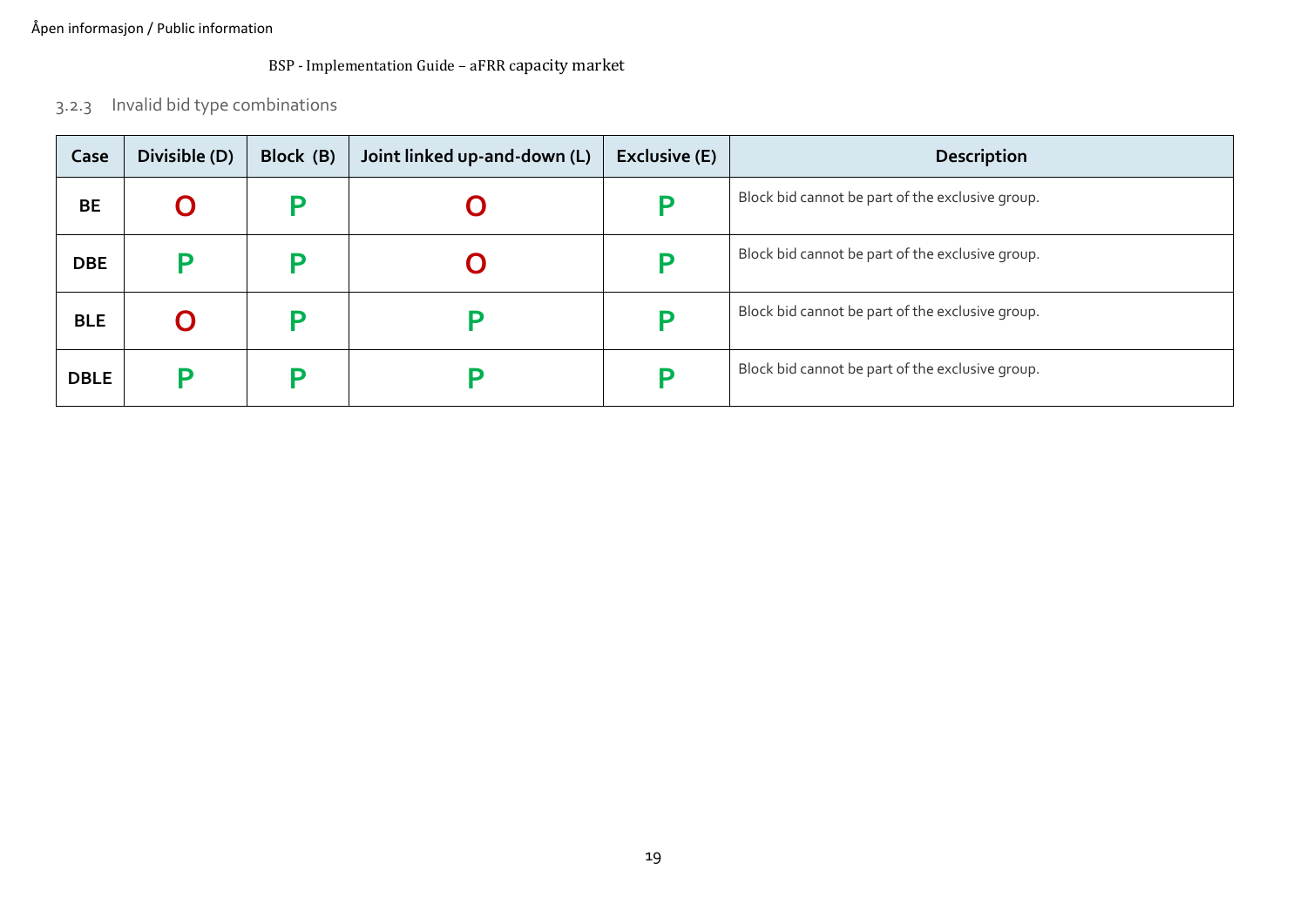### 3.2.3 Invalid bid type combinations

| Case | Divisible (D) | Block (B) | Joint linked up-and-down (L) | Exclusive (E) | Description |
|---|---|---|---|---|---|
| BE | O | P | O | P | Block bid cannot be part of the exclusive group. |
| DBE | P | P | O | P | Block bid cannot be part of the exclusive group. |
| BLE | O | P | P | P | Block bid cannot be part of the exclusive group. |
| DBLE | P | P | P | P | Block bid cannot be part of the exclusive group. |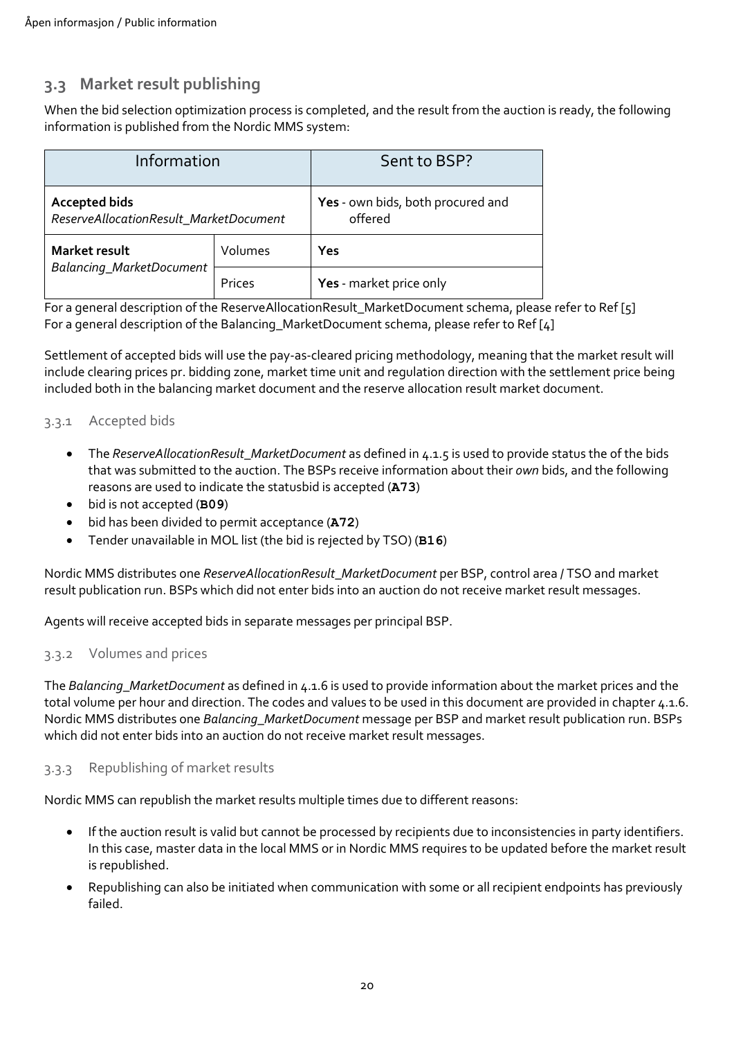## 3.3 Market result publishing

When the bid selection optimization process is completed, and the result from the auction is ready, the following information is published from the Nordic MMS system:

| Information | | Sent to BSP? |
|---|---|---|
| **Accepted bids** *ReserveAllocationResult_MarketDocument* | | **Yes** - own bids, both procured and offered |
| **Market result** *Balancing_MarketDocument* | Volumes | **Yes** |
| | Prices | **Yes** - market price only |

For a general description of the ReserveAllocationResult_MarketDocument schema, please refer to Ref [5]
For a general description of the Balancing_MarketDocument schema, please refer to Ref [4]

Settlement of accepted bids will use the pay-as-cleared pricing methodology, meaning that the market result will include clearing prices pr. bidding zone, market time unit and regulation direction with the settlement price being included both in the balancing market document and the reserve allocation result market document.

### 3.3.1 Accepted bids

- The *ReserveAllocationResult_MarketDocument* as defined in 4.1.5 is used to provide status the of the bids that was submitted to the auction. The BSPs receive information about their *own* bids, and the following reasons are used to indicate the statusbid is accepted (**A73**)
- bid is not accepted (**B09**)
- bid has been divided to permit acceptance (**A72**)
- Tender unavailable in MOL list (the bid is rejected by TSO) (**B16**)

Nordic MMS distributes one *ReserveAllocationResult_MarketDocument* per BSP, control area / TSO and market result publication run. BSPs which did not enter bids into an auction do not receive market result messages.

Agents will receive accepted bids in separate messages per principal BSP.

### 3.3.2 Volumes and prices

The *Balancing_MarketDocument* as defined in 4.1.6 is used to provide information about the market prices and the total volume per hour and direction. The codes and values to be used in this document are provided in chapter 4.1.6. Nordic MMS distributes one *Balancing_MarketDocument* message per BSP and market result publication run. BSPs which did not enter bids into an auction do not receive market result messages.

### 3.3.3 Republishing of market results

Nordic MMS can republish the market results multiple times due to different reasons:

- If the auction result is valid but cannot be processed by recipients due to inconsistencies in party identifiers. In this case, master data in the local MMS or in Nordic MMS requires to be updated before the market result is republished.
- Republishing can also be initiated when communication with some or all recipient endpoints has previously failed.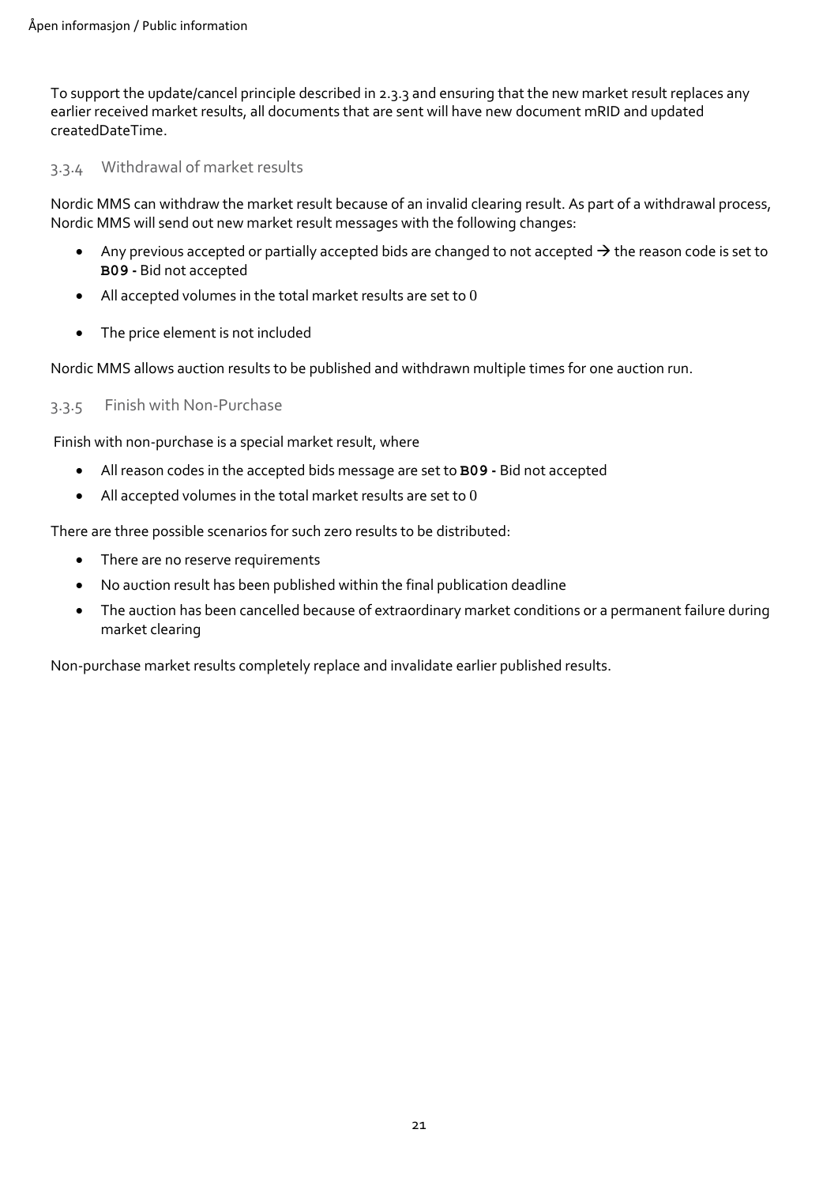To support the update/cancel principle described in 2.3.3 and ensuring that the new market result replaces any earlier received market results, all documents that are sent will have new document mRID and updated createdDateTime.

### 3.3.4 Withdrawal of market results

Nordic MMS can withdraw the market result because of an invalid clearing result. As part of a withdrawal process, Nordic MMS will send out new market result messages with the following changes:

- Any previous accepted or partially accepted bids are changed to not accepted → the reason code is set to **B09 -** Bid not accepted
- All accepted volumes in the total market results are set to 0
- The price element is not included

Nordic MMS allows auction results to be published and withdrawn multiple times for one auction run.

### 3.3.5 Finish with Non-Purchase

Finish with non-purchase is a special market result, where

- All reason codes in the accepted bids message are set to **B09 -** Bid not accepted
- All accepted volumes in the total market results are set to 0

There are three possible scenarios for such zero results to be distributed:

- There are no reserve requirements
- No auction result has been published within the final publication deadline
- The auction has been cancelled because of extraordinary market conditions or a permanent failure during market clearing

Non-purchase market results completely replace and invalidate earlier published results.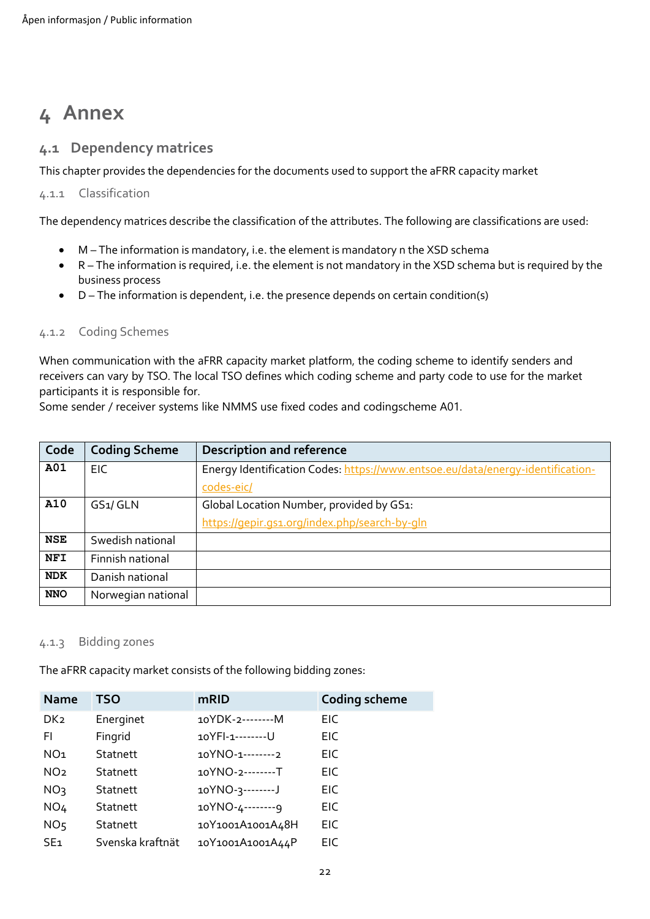# 4 Annex

## 4.1 Dependency matrices

This chapter provides the dependencies for the documents used to support the aFRR capacity market

### 4.1.1 Classification

The dependency matrices describe the classification of the attributes. The following are classifications are used:

- M – The information is mandatory, i.e. the element is mandatory n the XSD schema
- R – The information is required, i.e. the element is not mandatory in the XSD schema but is required by the business process
- D – The information is dependent, i.e. the presence depends on certain condition(s)

### 4.1.2 Coding Schemes

When communication with the aFRR capacity market platform, the coding scheme to identify senders and receivers can vary by TSO. The local TSO defines which coding scheme and party code to use for the market participants it is responsible for.
Some sender / receiver systems like NMMS use fixed codes and codingscheme A01.

| Code | Coding Scheme | Description and reference |
|---|---|---|
| **A01** | EIC | Energy Identification Codes: https://www.entsoe.eu/data/energy-identification-codes-eic/ |
| **A10** | GS1/ GLN | Global Location Number, provided by GS1: https://gepir.gs1.org/index.php/search-by-gln |
| **NSE** | Swedish national | |
| **NFI** | Finnish national | |
| **NDK** | Danish national | |
| **NNO** | Norwegian national | |

### 4.1.3 Bidding zones

The aFRR capacity market consists of the following bidding zones:

| Name | TSO | mRID | Coding scheme |
|---|---|---|---|
| DK2 | Energinet | 10YDK-2--------M | EIC |
| FI | Fingrid | 10YFI-1--------U | EIC |
| NO1 | Statnett | 10YNO-1--------2 | EIC |
| NO2 | Statnett | 10YNO-2--------T | EIC |
| NO3 | Statnett | 10YNO-3--------J | EIC |
| NO4 | Statnett | 10YNO-4--------9 | EIC |
| NO5 | Statnett | 10Y1001A1001A48H | EIC |
| SE1 | Svenska kraftnät | 10Y1001A1001A44P | EIC |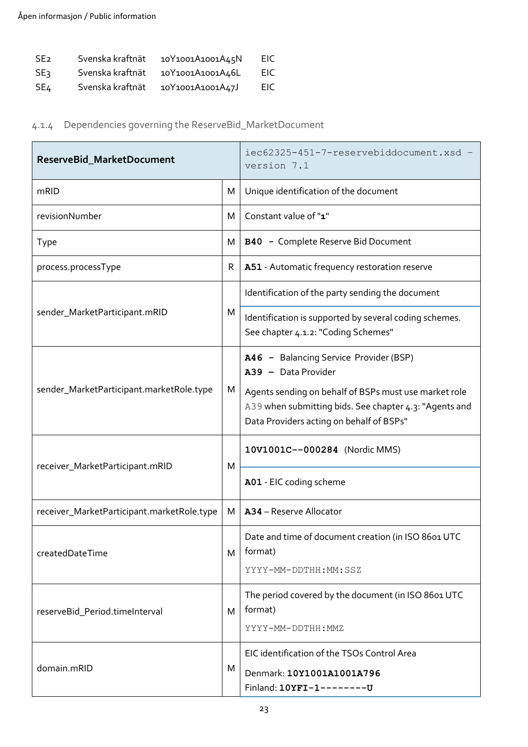| | | | |
|---|---|---|---|
| SE2 | Svenska kraftnät | 10Y1001A1001A45N | EIC |
| SE3 | Svenska kraftnät | 10Y1001A1001A46L | EIC |
| SE4 | Svenska kraftnät | 10Y1001A1001A47J | EIC |

### 4.1.4 Dependencies governing the ReserveBid_MarketDocument

| **ReserveBid_MarketDocument** | | iec62325-451-7-reservebiddocument.xsd – version 7.1 |
|---|---|---|
| mRID | M | Unique identification of the document |
| revisionNumber | M | Constant value of "**1**" |
| Type | M | **B40** – Complete Reserve Bid Document |
| process.processType | R | **A51** - Automatic frequency restoration reserve |
| sender_MarketParticipant.mRID | M | Identification of the party sending the document<br>Identification is supported by several coding schemes. See chapter 4.1.2: "Coding Schemes" |
| sender_MarketParticipant.marketRole.type | M | **A46** – Balancing Service Provider (BSP)<br>**A39** – Data Provider<br>Agents sending on behalf of BSPs must use market role A39 when submitting bids. See chapter 4.3: "Agents and Data Providers acting on behalf of BSPs" |
| receiver_MarketParticipant.mRID | M | **10V1001C--000284** (Nordic MMS)<br>**A01** - EIC coding scheme |
| receiver_MarketParticipant.marketRole.type | M | **A34** – Reserve Allocator |
| createdDateTime | M | Date and time of document creation (in ISO 8601 UTC format)<br>YYYY-MM-DDTHH:MM:SSZ |
| reserveBid_Period.timeInterval | M | The period covered by the document (in ISO 8601 UTC format)<br>YYYY-MM-DDTHH:MMZ |
| domain.mRID | M | EIC identification of the TSOs Control Area<br>Denmark: **10Y1001A1001A796**<br>Finland: **10YFI-1--------U** |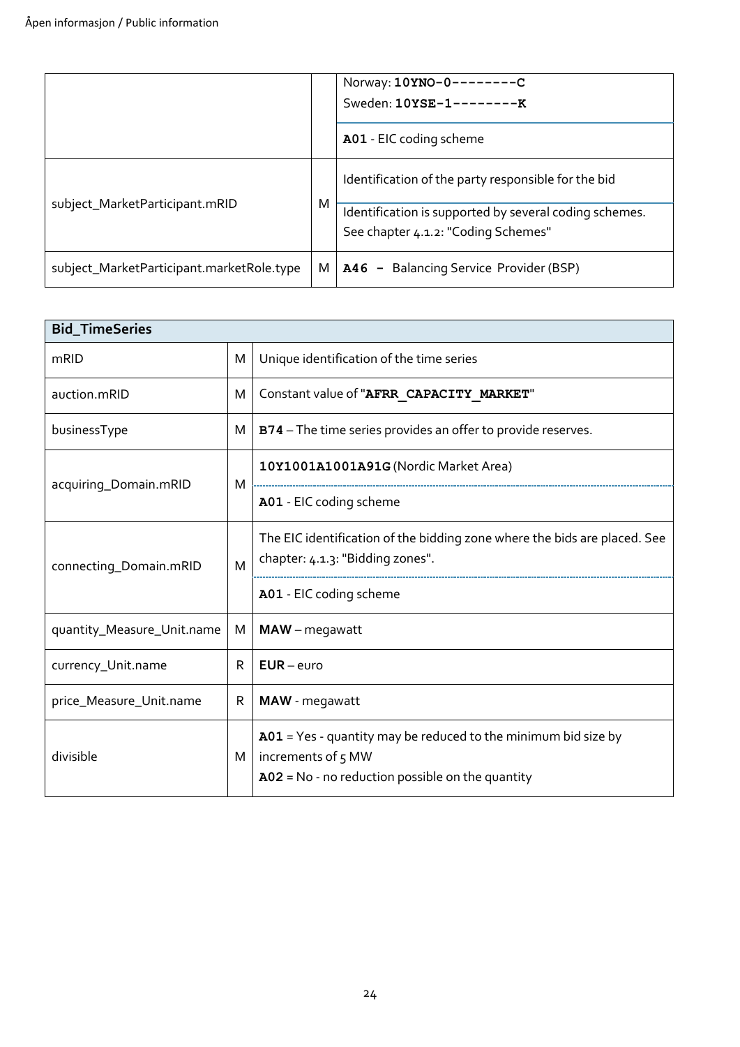| | | |
|---|---|---|
| | | Norway: **10YNO-0--------C**<br>Sweden: **10YSE-1--------K** |
| | | **A01** - EIC coding scheme |
| subject_MarketParticipant.mRID | M | Identification of the party responsible for the bid |
| | | Identification is supported by several coding schemes. See chapter 4.1.2: "Coding Schemes" |
| subject_MarketParticipant.marketRole.type | M | **A46 –** Balancing Service Provider (BSP) |

| Bid_TimeSeries | | |
|---|---|---|
| mRID | M | Unique identification of the time series |
| auction.mRID | M | Constant value of "**AFRR_CAPACITY_MARKET**" |
| businessType | M | **B74** – The time series provides an offer to provide reserves. |
| acquiring_Domain.mRID | M | **10Y1001A1001A91G** (Nordic Market Area) |
| | | **A01** - EIC coding scheme |
| connecting_Domain.mRID | M | The EIC identification of the bidding zone where the bids are placed. See chapter: 4.1.3: "Bidding zones". |
| | | **A01** - EIC coding scheme |
| quantity_Measure_Unit.name | M | **MAW** – megawatt |
| currency_Unit.name | R | **EUR** – euro |
| price_Measure_Unit.name | R | **MAW** - megawatt |
| divisible | M | **A01** = Yes - quantity may be reduced to the minimum bid size by increments of 5 MW<br>**A02** = No - no reduction possible on the quantity |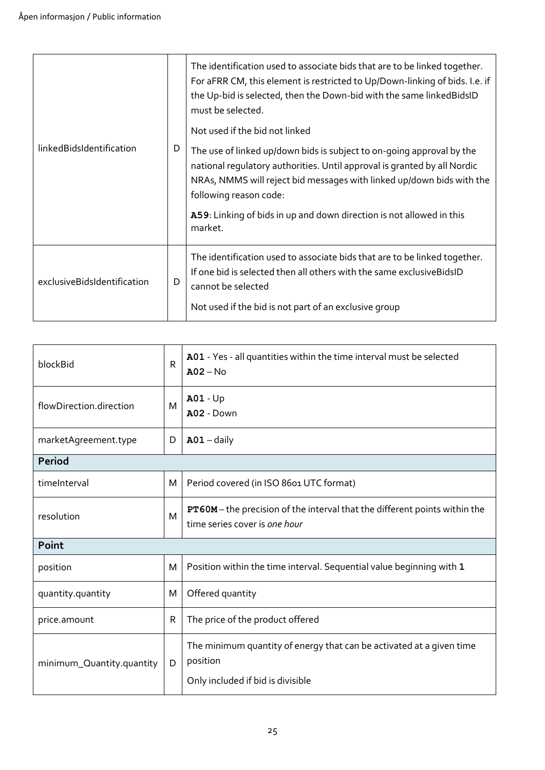Åpen informasjon / Public information

| | | |
|---|---|---|
| linkedBidsIdentification | D | The identification used to associate bids that are to be linked together. For aFRR CM, this element is restricted to Up/Down-linking of bids. I.e. if the Up-bid is selected, then the Down-bid with the same linkedBidsID must be selected.<br><br>Not used if the bid not linked<br><br>The use of linked up/down bids is subject to on-going approval by the national regulatory authorities. Until approval is granted by all Nordic NRAs, NMMS will reject bid messages with linked up/down bids with the following reason code:<br><br>**A59**: Linking of bids in up and down direction is not allowed in this market. |
| exclusiveBidsIdentification | D | The identification used to associate bids that are to be linked together. If one bid is selected then all others with the same exclusiveBidsID cannot be selected<br><br>Not used if the bid is not part of an exclusive group |

| | | |
|---|---|---|
| blockBid | R | **A01** - Yes - all quantities within the time interval must be selected<br>**A02** – No |
| flowDirection.direction | M | **A01** - Up<br>**A02** - Down |
| marketAgreement.type | D | **A01** – daily |
| **Period** | | |
| timeInterval | M | Period covered (in ISO 8601 UTC format) |
| resolution | M | **PT60M** – the precision of the interval that the different points within the time series cover is *one hour* |
| **Point** | | |
| position | M | Position within the time interval. Sequential value beginning with **1** |
| quantity.quantity | M | Offered quantity |
| price.amount | R | The price of the product offered |
| minimum_Quantity.quantity | D | The minimum quantity of energy that can be activated at a given time position<br><br>Only included if bid is divisible |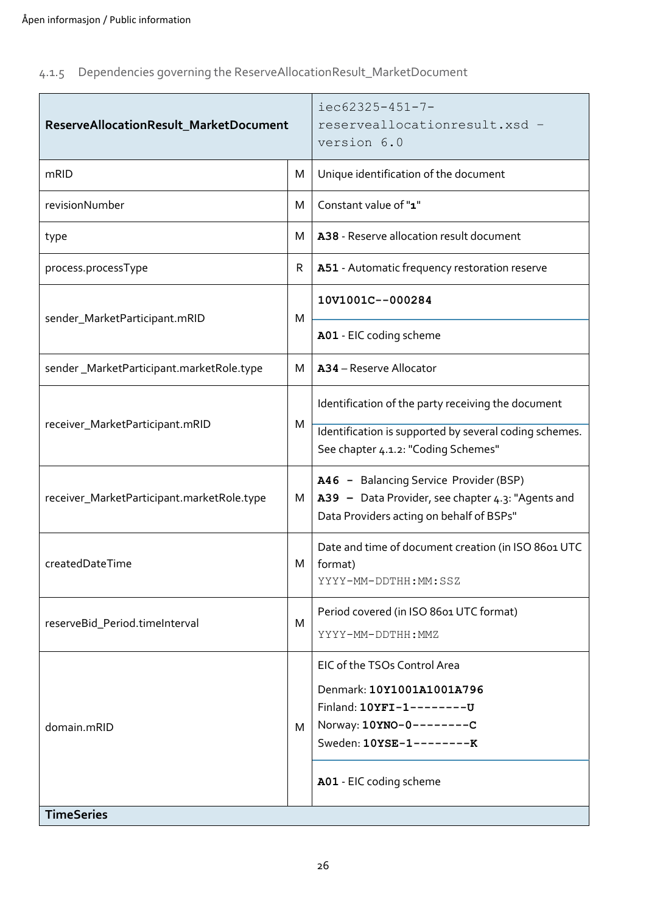### 4.1.5 Dependencies governing the ReserveAllocationResult_MarketDocument

| **ReserveAllocationResult_MarketDocument** | | iec62325-451-7-reserveallocationresult.xsd – version 6.0 |
|---|---|---|
| mRID | M | Unique identification of the document |
| revisionNumber | M | Constant value of "**1**" |
| type | M | **A38** - Reserve allocation result document |
| process.processType | R | **A51** - Automatic frequency restoration reserve |
| sender_MarketParticipant.mRID | M | **10V1001C--000284**<br>**A01** - EIC coding scheme |
| sender _MarketParticipant.marketRole.type | M | **A34** – Reserve Allocator |
| receiver_MarketParticipant.mRID | M | Identification of the party receiving the document<br>Identification is supported by several coding schemes. See chapter 4.1.2: "Coding Schemes" |
| receiver_MarketParticipant.marketRole.type | M | **A46** – Balancing Service Provider (BSP)<br>**A39** – Data Provider, see chapter 4.3: "Agents and Data Providers acting on behalf of BSPs" |
| createdDateTime | M | Date and time of document creation (in ISO 8601 UTC format)<br>YYYY-MM-DDTHH:MM:SSZ |
| reserveBid_Period.timeInterval | M | Period covered (in ISO 8601 UTC format)<br>YYYY-MM-DDTHH:MMZ |
| domain.mRID | M | EIC of the TSOs Control Area<br>Denmark: **10Y1001A1001A796**<br>Finland: **10YFI-1--------U**<br>Norway: **10YNO-0--------C**<br>Sweden: **10YSE-1--------K**<br>**A01** - EIC coding scheme |
| **TimeSeries** | | |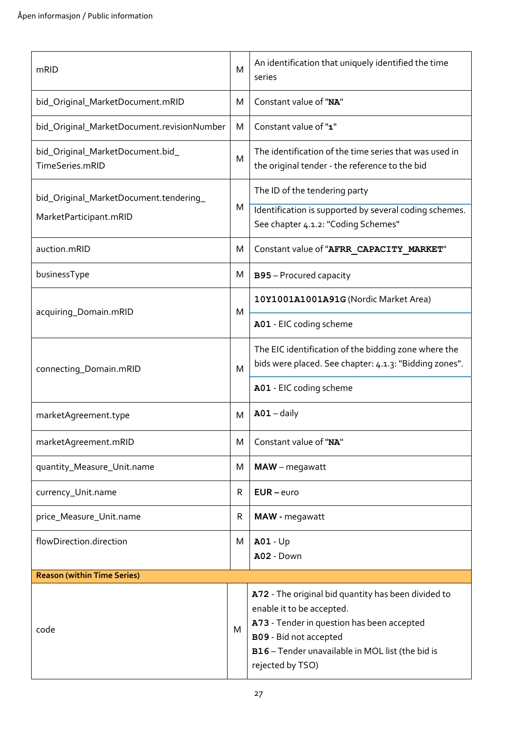| | | |
|---|---|---|
| mRID | M | An identification that uniquely identified the time series |
| bid_Original_MarketDocument.mRID | M | Constant value of "**NA**" |
| bid_Original_MarketDocument.revisionNumber | M | Constant value of "**1**" |
| bid_Original_MarketDocument.bid_TimeSeries.mRID | M | The identification of the time series that was used in the original tender - the reference to the bid |
| bid_Original_MarketDocument.tendering_MarketParticipant.mRID | M | The ID of the tendering party<br>Identification is supported by several coding schemes. See chapter 4.1.2: "Coding Schemes" |
| auction.mRID | M | Constant value of "**AFRR_CAPACITY_MARKET**" |
| businessType | M | **B95** – Procured capacity |
| acquiring_Domain.mRID | M | **10Y1001A1001A91G** (Nordic Market Area)<br>**A01** - EIC coding scheme |
| connecting_Domain.mRID | M | The EIC identification of the bidding zone where the bids were placed. See chapter: 4.1.3: "Bidding zones".<br>**A01** - EIC coding scheme |
| marketAgreement.type | M | **A01** – daily |
| marketAgreement.mRID | M | Constant value of "**NA**" |
| quantity_Measure_Unit.name | M | **MAW** – megawatt |
| currency_Unit.name | R | **EUR** – euro |
| price_Measure_Unit.name | R | **MAW** - megawatt |
| flowDirection.direction | M | **A01** - Up<br>**A02** - Down |
| **Reason (within Time Series)** | | |
| code | M | **A72** - The original bid quantity has been divided to enable it to be accepted.<br>**A73** - Tender in question has been accepted<br>**B09** - Bid not accepted<br>**B16** – Tender unavailable in MOL list (the bid is rejected by TSO) |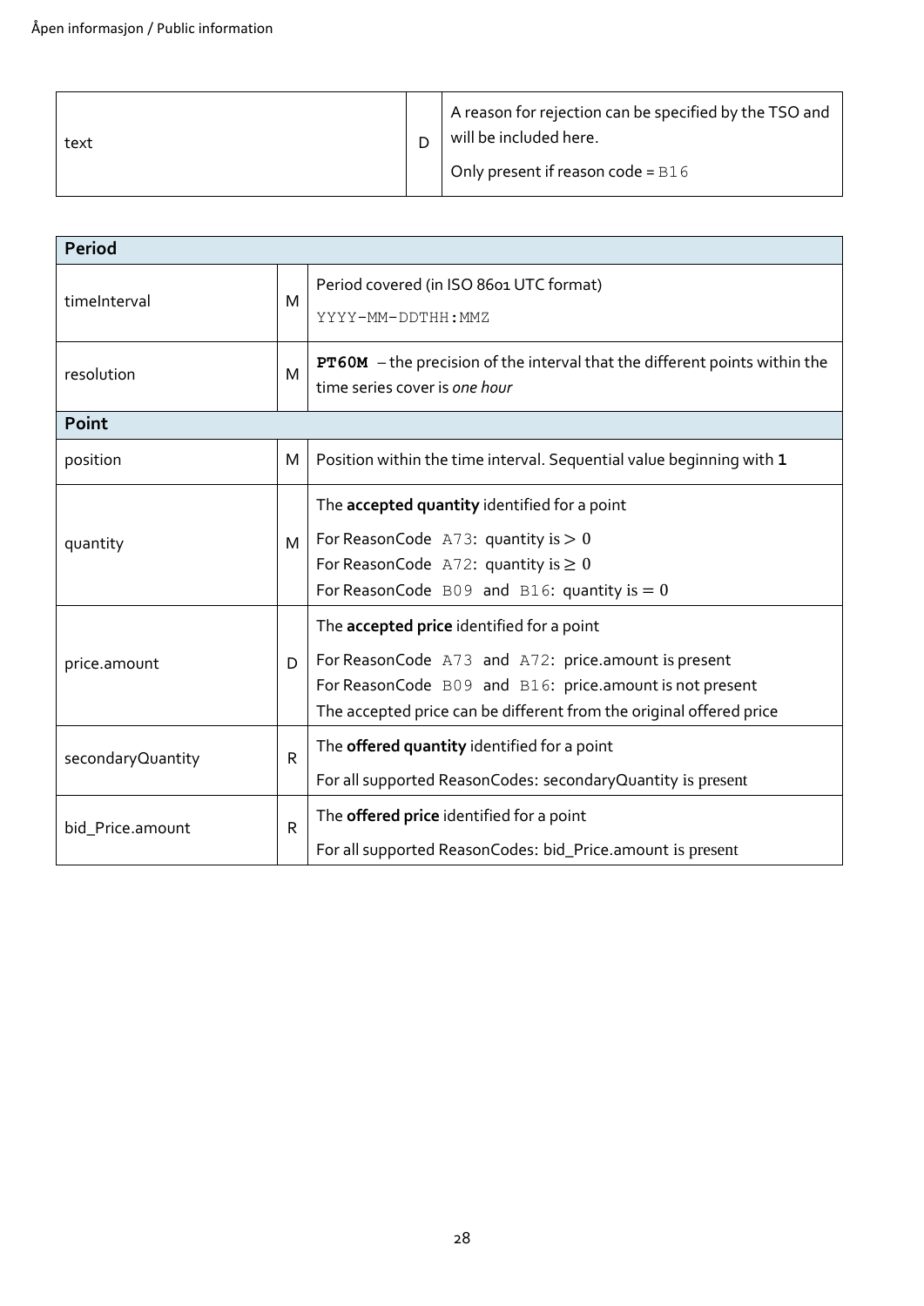| text | D | A reason for rejection can be specified by the TSO and will be included here.<br>Only present if reason code = B16 |
|---|---|---|

| **Period** | | |
|---|---|---|
| timeInterval | M | Period covered (in ISO 8601 UTC format)<br>YYYY-MM-DDTHH:MMZ |
| resolution | M | **PT60M** – the precision of the interval that the different points within the time series cover is *one hour* |
| **Point** | | |
| position | M | Position within the time interval. Sequential value beginning with **1** |
| quantity | M | The **accepted quantity** identified for a point<br>For ReasonCode A73: quantity is $> 0$<br>For ReasonCode A72: quantity is $\geq 0$<br>For ReasonCode B09 and B16: quantity is $= 0$ |
| price.amount | D | The **accepted price** identified for a point<br>For ReasonCode A73 and A72: price.amount is present<br>For ReasonCode B09 and B16: price.amount is not present<br>The accepted price can be different from the original offered price |
| secondaryQuantity | R | The **offered quantity** identified for a point<br>For all supported ReasonCodes: secondaryQuantity is present |
| bid_Price.amount | R | The **offered price** identified for a point<br>For all supported ReasonCodes: bid_Price.amount is present |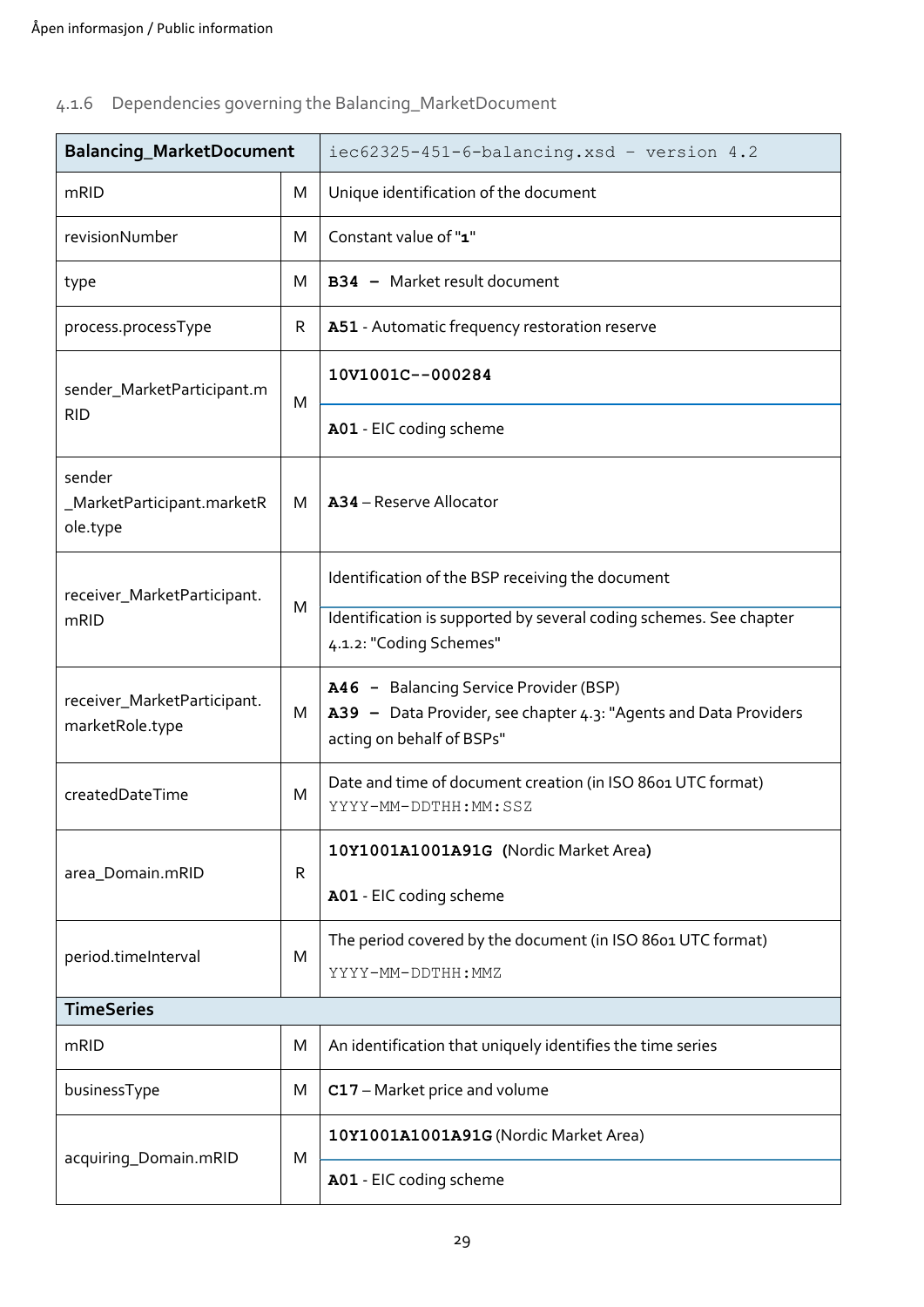### 4.1.6 Dependencies governing the Balancing_MarketDocument

| **Balancing_MarketDocument** | | iec62325-451-6-balancing.xsd – version 4.2 |
|---|---|---|
| mRID | M | Unique identification of the document |
| revisionNumber | M | Constant value of "**1**" |
| type | M | **B34** – Market result document |
| process.processType | R | **A51** - Automatic frequency restoration reserve |
| sender_MarketParticipant.mRID | M | **10V1001C--000284**<br>**A01** - EIC coding scheme |
| sender _MarketParticipant.marketRole.type | M | **A34** – Reserve Allocator |
| receiver_MarketParticipant.mRID | M | Identification of the BSP receiving the document<br>Identification is supported by several coding schemes. See chapter 4.1.2: "Coding Schemes" |
| receiver_MarketParticipant.marketRole.type | M | **A46** – Balancing Service Provider (BSP)<br>**A39** – Data Provider, see chapter 4.3: "Agents and Data Providers acting on behalf of BSPs" |
| createdDateTime | M | Date and time of document creation (in ISO 8601 UTC format)<br>YYYY-MM-DDTHH:MM:SSZ |
| area_Domain.mRID | R | **10Y1001A1001A91G** (Nordic Market Area)<br>**A01** - EIC coding scheme |
| period.timeInterval | M | The period covered by the document (in ISO 8601 UTC format)<br>YYYY-MM-DDTHH:MMZ |
| **TimeSeries** | | |
| mRID | M | An identification that uniquely identifies the time series |
| businessType | M | **C17** – Market price and volume |
| acquiring_Domain.mRID | M | **10Y1001A1001A91G** (Nordic Market Area)<br>**A01** - EIC coding scheme |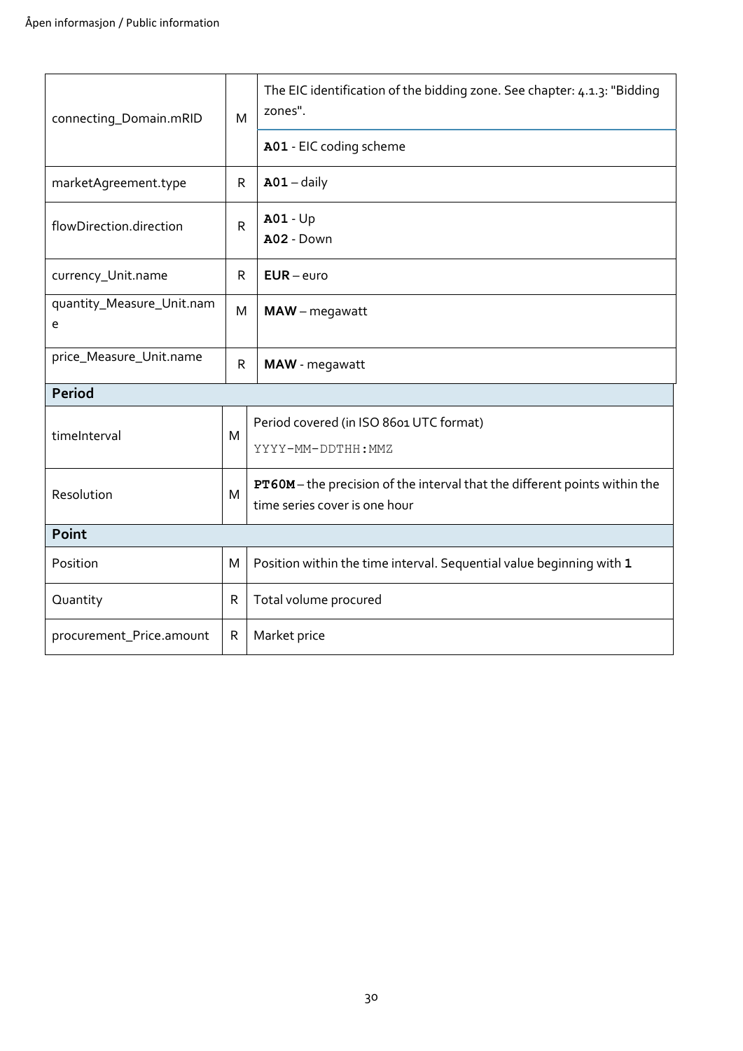| | | |
|---|---|---|
| connecting_Domain.mRID | M | The EIC identification of the bidding zone. See chapter: 4.1.3: "Bidding zones".<br>**A01** - EIC coding scheme |
| marketAgreement.type | R | **A01** – daily |
| flowDirection.direction | R | **A01** - Up<br>**A02** - Down |
| currency_Unit.name | R | **EUR** – euro |
| quantity_Measure_Unit.name | M | **MAW** – megawatt |
| price_Measure_Unit.name | R | **MAW** - megawatt |
| **Period** | | |
| timeInterval | M | Period covered (in ISO 8601 UTC format)<br>YYYY-MM-DDTHH:MMZ |
| Resolution | M | **PT60M** – the precision of the interval that the different points within the time series cover is one hour |
| **Point** | | |
| Position | M | Position within the time interval. Sequential value beginning with **1** |
| Quantity | R | Total volume procured |
| procurement_Price.amount | R | Market price |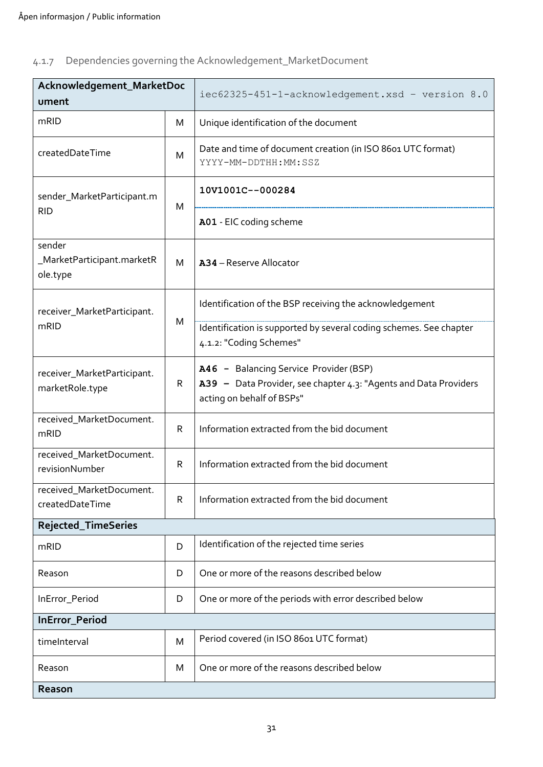### 4.1.7 Dependencies governing the Acknowledgement_MarketDocument

| **Acknowledgement_MarketDocument** | | iec62325-451-1-acknowledgement.xsd – version 8.0 |
|---|---|---|
| mRID | M | Unique identification of the document |
| createdDateTime | M | Date and time of document creation (in ISO 8601 UTC format) `YYYY-MM-DDTHH:MM:SSZ` |
| sender_MarketParticipant.mRID | M | **10V1001C--000284** <br> **A01** - EIC coding scheme |
| sender _MarketParticipant.marketRole.type | M | **A34** – Reserve Allocator |
| receiver_MarketParticipant.mRID | M | Identification of the BSP receiving the acknowledgement <br> Identification is supported by several coding schemes. See chapter 4.1.2: "Coding Schemes" |
| receiver_MarketParticipant.marketRole.type | R | **A46 –** Balancing Service Provider (BSP) <br> **A39 –** Data Provider, see chapter 4.3: "Agents and Data Providers acting on behalf of BSPs" |
| received_MarketDocument.mRID | R | Information extracted from the bid document |
| received_MarketDocument.revisionNumber | R | Information extracted from the bid document |
| received_MarketDocument.createdDateTime | R | Information extracted from the bid document |
| **Rejected_TimeSeries** | | |
| mRID | D | Identification of the rejected time series |
| Reason | D | One or more of the reasons described below |
| InError_Period | D | One or more of the periods with error described below |
| **InError_Period** | | |
| timeInterval | M | Period covered (in ISO 8601 UTC format) |
| Reason | M | One or more of the reasons described below |
| **Reason** | | |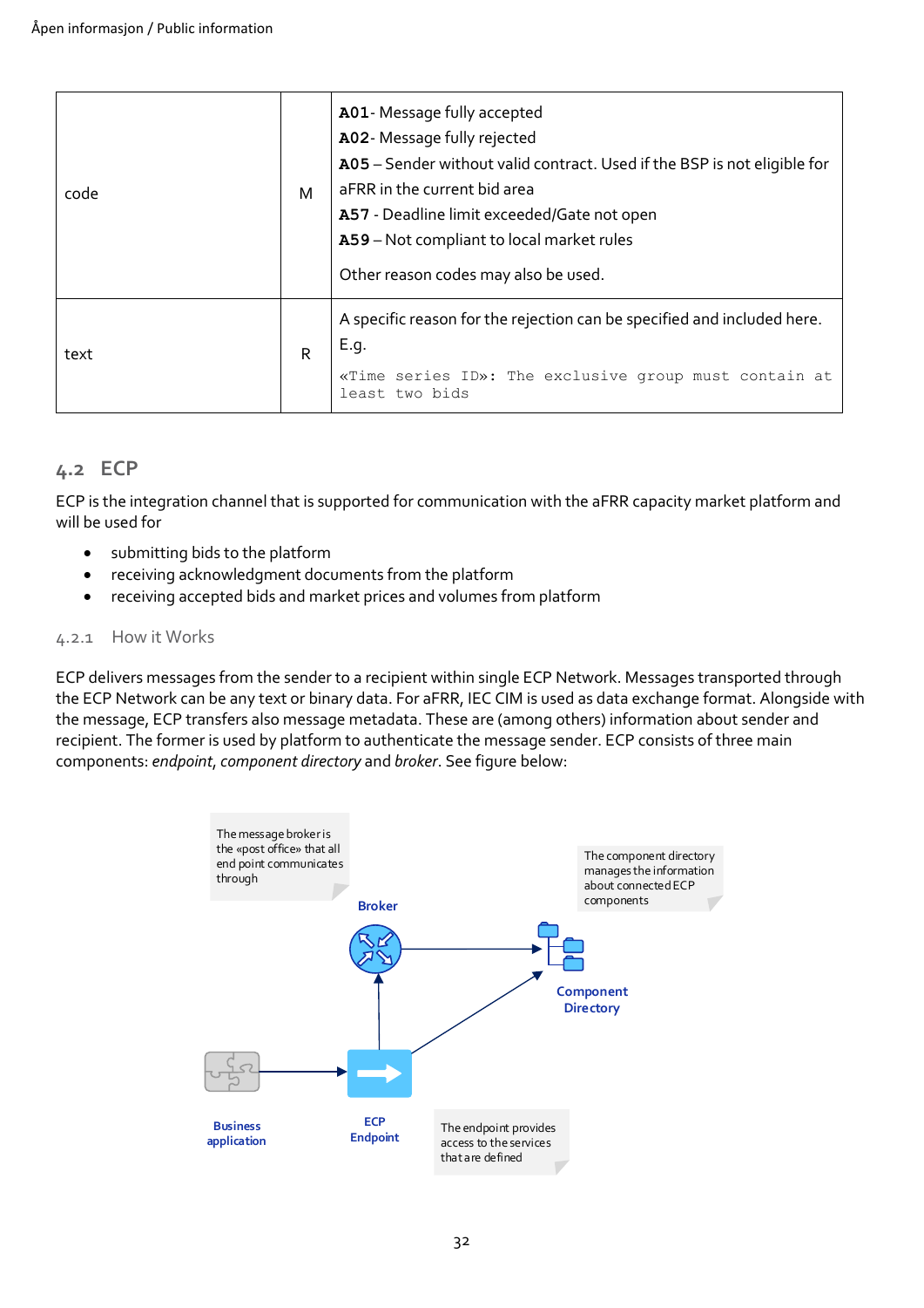| | | |
|---|---|---|
| code | M | **A01**- Message fully accepted<br>**A02**- Message fully rejected<br>**A05** – Sender without valid contract. Used if the BSP is not eligible for aFRR in the current bid area<br>**A57** - Deadline limit exceeded/Gate not open<br>**A59** – Not compliant to local market rules<br><br>Other reason codes may also be used. |
| text | R | A specific reason for the rejection can be specified and included here. E.g.<br>`«Time series ID»: The exclusive group must contain at least two bids` |

## 4.2 ECP

ECP is the integration channel that is supported for communication with the aFRR capacity market platform and will be used for

- submitting bids to the platform
- receiving acknowledgment documents from the platform
- receiving accepted bids and market prices and volumes from platform

### 4.2.1 How it Works

ECP delivers messages from the sender to a recipient within single ECP Network. Messages transported through the ECP Network can be any text or binary data. For aFRR, IEC CIM is used as data exchange format. Alongside with the message, ECP transfers also message metadata. These are (among others) information about sender and recipient. The former is used by platform to authenticate the message sender. ECP consists of three main components: *endpoint*, *component directory* and *broker*. See figure below:

The message broker is the «post office» that all end point communicates through

Broker

The component directory manages the information about connected ECP components

Component Directory

Business application

ECP Endpoint

The endpoint provides access to the services that are defined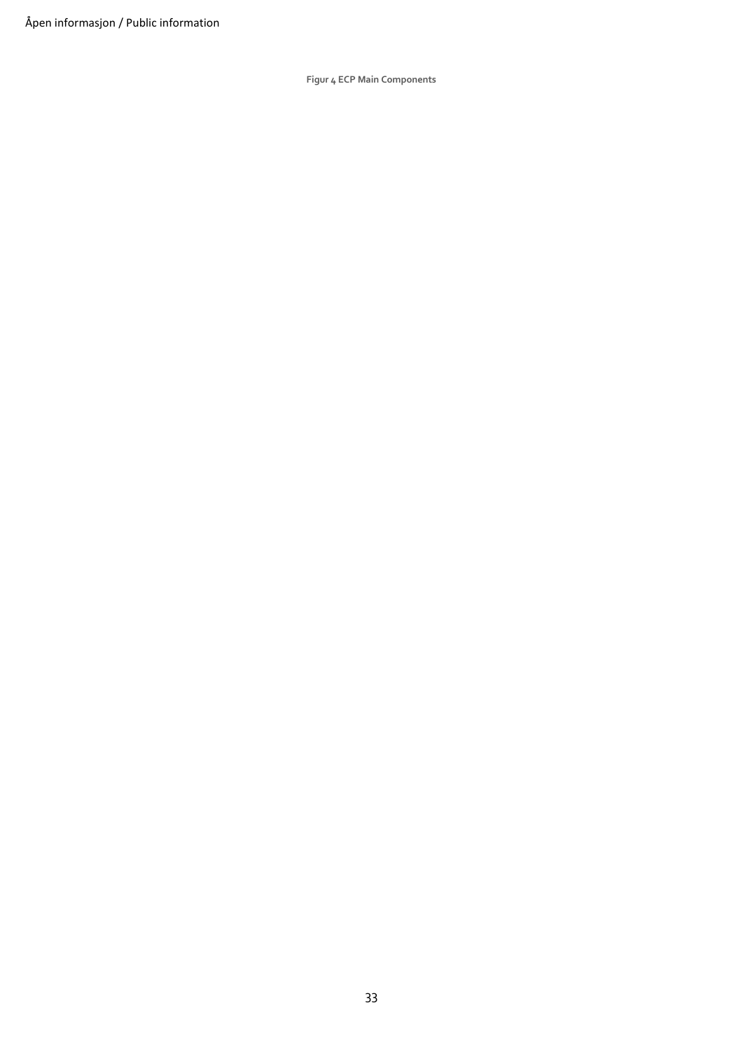Figur 4 ECP Main Components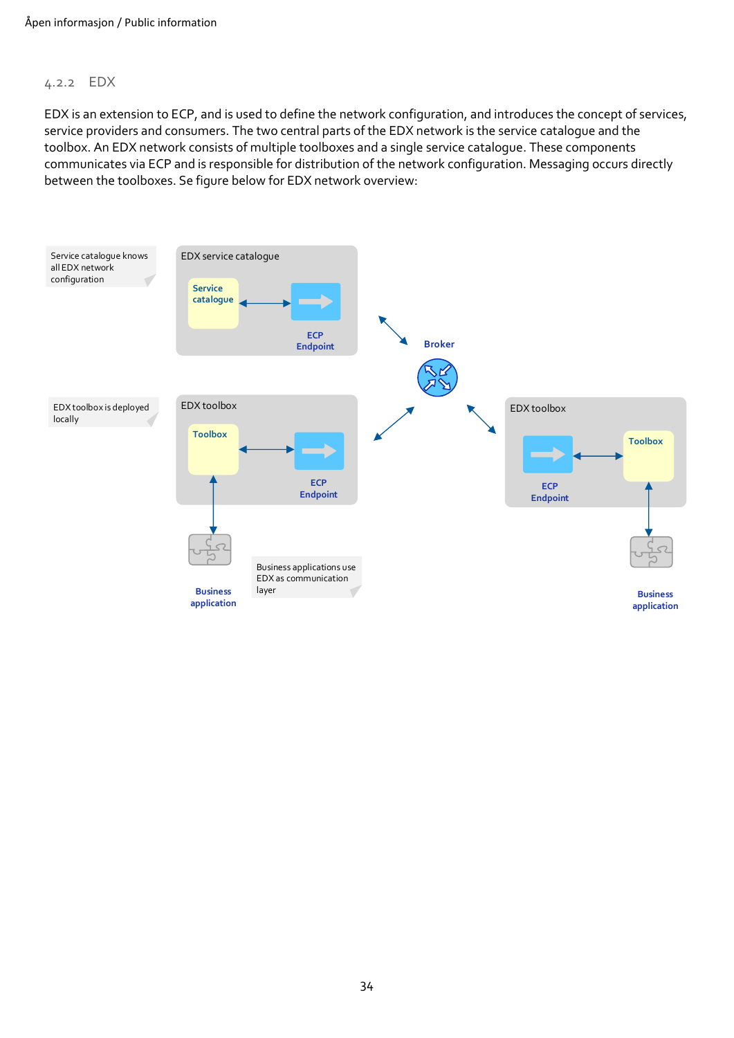### 4.2.2 EDX

EDX is an extension to ECP, and is used to define the network configuration, and introduces the concept of services, service providers and consumers. The two central parts of the EDX network is the service catalogue and the toolbox. An EDX network consists of multiple toolboxes and a single service catalogue. These components communicates via ECP and is responsible for distribution of the network configuration. Messaging occurs directly between the toolboxes. Se figure below for EDX network overview:

Service catalogue knows all EDX network configuration

EDX service catalogue

Service catalogue

ECP Endpoint

Broker

EDX toolbox is deployed locally

EDX toolbox

Toolbox

ECP Endpoint

EDX toolbox

ECP Endpoint

Toolbox

Business application

Business applications use EDX as communication layer

Business application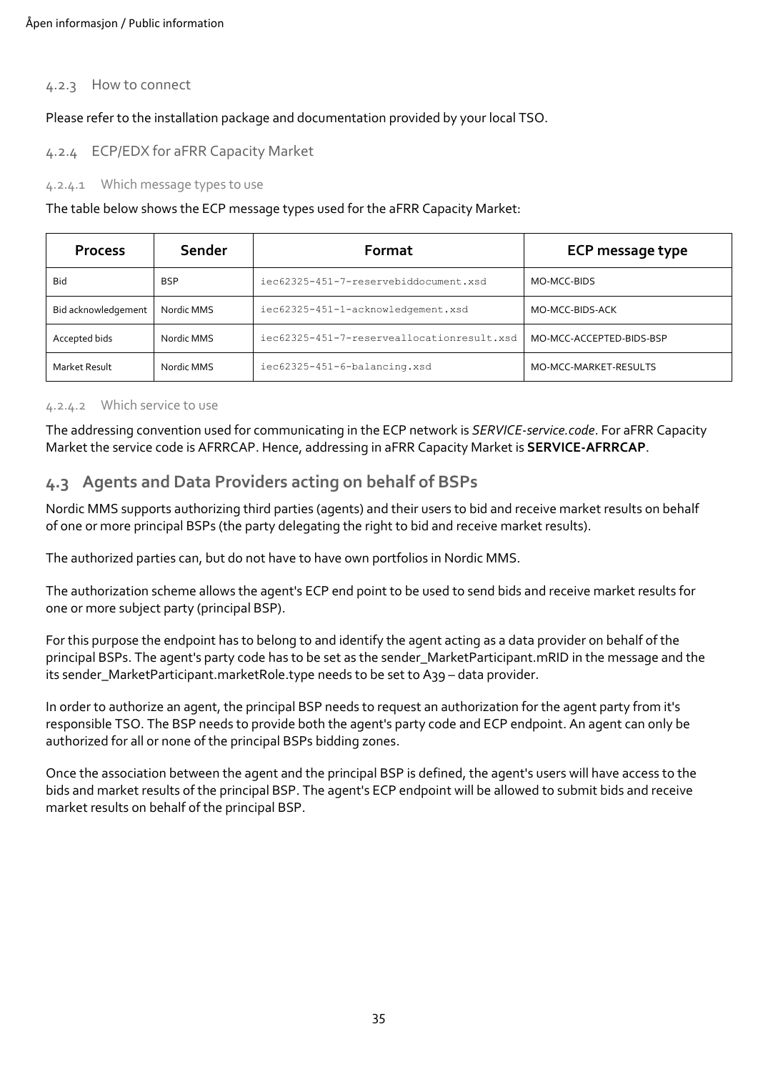#### 4.2.3 How to connect

Please refer to the installation package and documentation provided by your local TSO.

#### 4.2.4 ECP/EDX for aFRR Capacity Market

##### 4.2.4.1 Which message types to use

The table below shows the ECP message types used for the aFRR Capacity Market:

| Process | Sender | Format | ECP message type |
|---|---|---|---|
| Bid | BSP | iec62325-451-7-reservebiddocument.xsd | MO-MCC-BIDS |
| Bid acknowledgement | Nordic MMS | iec62325-451-1-acknowledgement.xsd | MO-MCC-BIDS-ACK |
| Accepted bids | Nordic MMS | iec62325-451-7-reserveallocationresult.xsd | MO-MCC-ACCEPTED-BIDS-BSP |
| Market Result | Nordic MMS | iec62325-451-6-balancing.xsd | MO-MCC-MARKET-RESULTS |

##### 4.2.4.2 Which service to use

The addressing convention used for communicating in the ECP network is *SERVICE-service.code*. For aFRR Capacity Market the service code is AFRRCAP. Hence, addressing in aFRR Capacity Market is **SERVICE-AFRRCAP**.

### 4.3 Agents and Data Providers acting on behalf of BSPs

Nordic MMS supports authorizing third parties (agents) and their users to bid and receive market results on behalf of one or more principal BSPs (the party delegating the right to bid and receive market results).

The authorized parties can, but do not have to have own portfolios in Nordic MMS.

The authorization scheme allows the agent's ECP end point to be used to send bids and receive market results for one or more subject party (principal BSP).

For this purpose the endpoint has to belong to and identify the agent acting as a data provider on behalf of the principal BSPs. The agent's party code has to be set as the sender_MarketParticipant.mRID in the message and the its sender_MarketParticipant.marketRole.type needs to be set to A39 – data provider.

In order to authorize an agent, the principal BSP needs to request an authorization for the agent party from it's responsible TSO. The BSP needs to provide both the agent's party code and ECP endpoint. An agent can only be authorized for all or none of the principal BSPs bidding zones.

Once the association between the agent and the principal BSP is defined, the agent's users will have access to the bids and market results of the principal BSP. The agent's ECP endpoint will be allowed to submit bids and receive market results on behalf of the principal BSP.